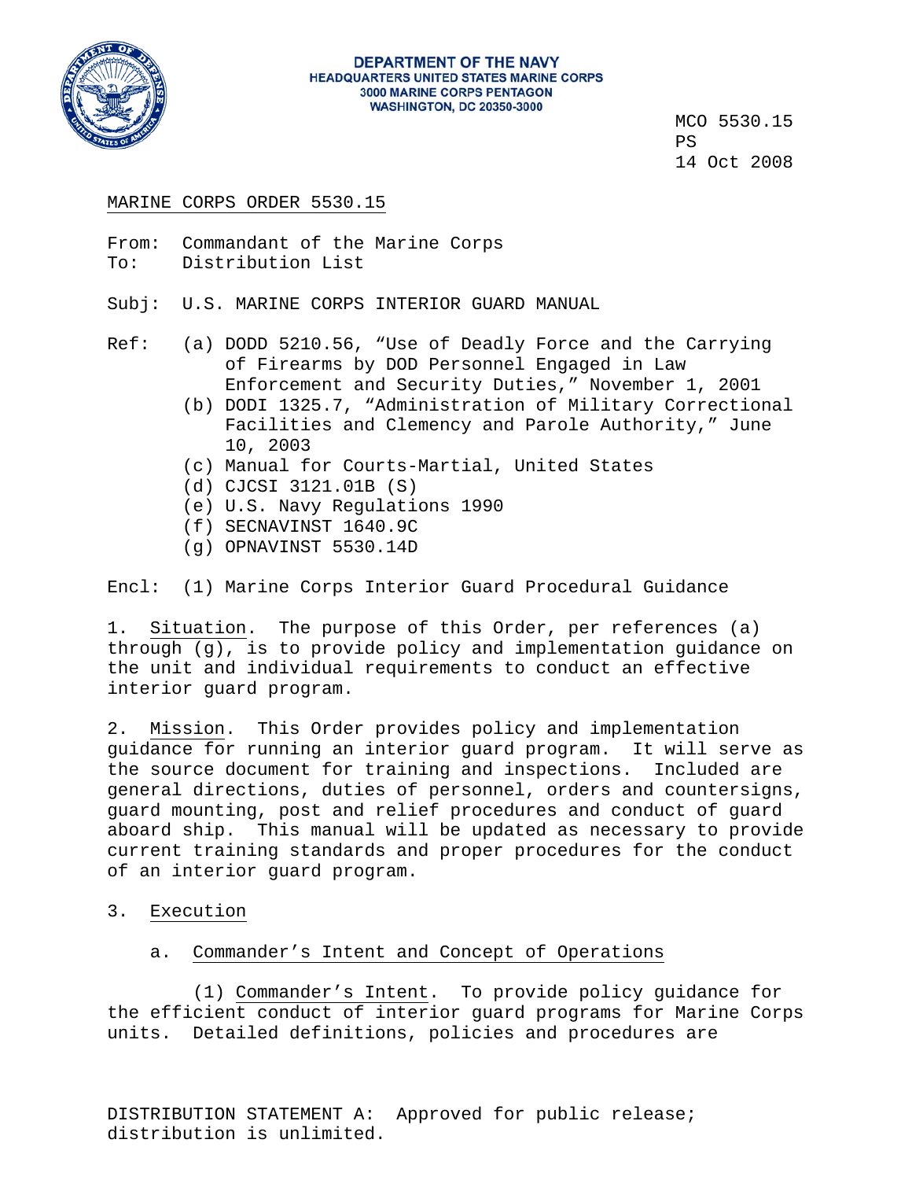DEPARTMENT OF THE NAVY
HEADQUARTERS UNITED STATES MARINE CORPS
3000 MARINE CORPS PENTAGON
WASHINGTON, DC 20350-3000

MCO 5530.15
PS
14 Oct 2008

MARINE CORPS ORDER 5530.15

From: Commandant of the Marine Corps
To: Distribution List

Subj: U.S. MARINE CORPS INTERIOR GUARD MANUAL

Ref: (a) DODD 5210.56, "Use of Deadly Force and the Carrying of Firearms by DOD Personnel Engaged in Law Enforcement and Security Duties," November 1, 2001
(b) DODI 1325.7, "Administration of Military Correctional Facilities and Clemency and Parole Authority," June 10, 2003
(c) Manual for Courts-Martial, United States
(d) CJCSI 3121.01B (S)
(e) U.S. Navy Regulations 1990
(f) SECNAVINST 1640.9C
(g) OPNAVINST 5530.14D

Encl: (1) Marine Corps Interior Guard Procedural Guidance

1. Situation. The purpose of this Order, per references (a) through (g), is to provide policy and implementation guidance on the unit and individual requirements to conduct an effective interior guard program.

2. Mission. This Order provides policy and implementation guidance for running an interior guard program. It will serve as the source document for training and inspections. Included are general directions, duties of personnel, orders and countersigns, guard mounting, post and relief procedures and conduct of guard aboard ship. This manual will be updated as necessary to provide current training standards and proper procedures for the conduct of an interior guard program.

3. Execution

a. Commander's Intent and Concept of Operations

(1) Commander's Intent. To provide policy guidance for the efficient conduct of interior guard programs for Marine Corps units. Detailed definitions, policies and procedures are

DISTRIBUTION STATEMENT A: Approved for public release; distribution is unlimited.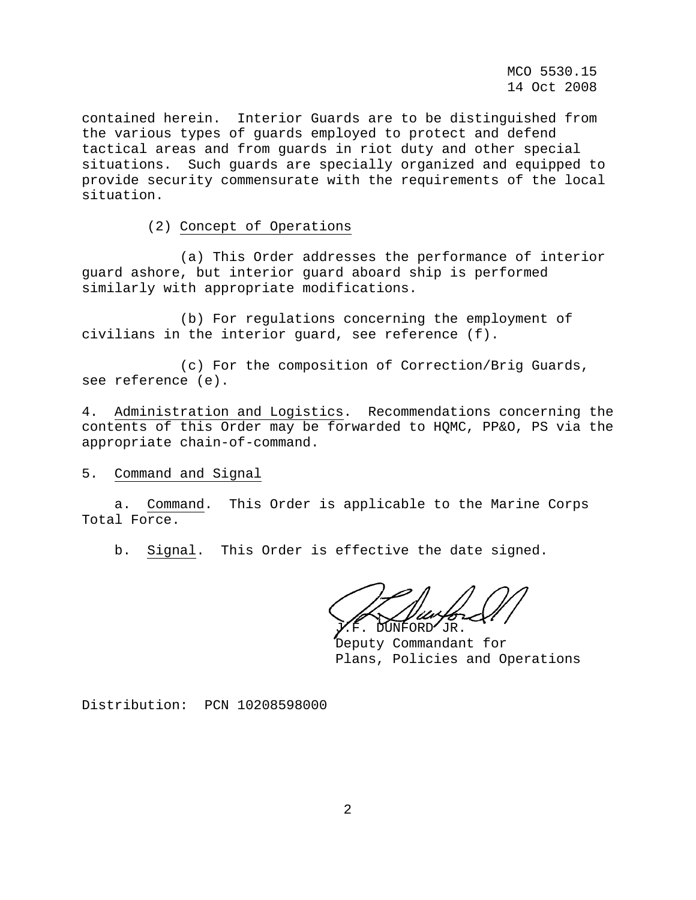contained herein. Interior Guards are to be distinguished from the various types of guards employed to protect and defend tactical areas and from guards in riot duty and other special situations. Such guards are specially organized and equipped to provide security commensurate with the requirements of the local situation.

(2) Concept of Operations

(a) This Order addresses the performance of interior guard ashore, but interior guard aboard ship is performed similarly with appropriate modifications.

(b) For regulations concerning the employment of civilians in the interior guard, see reference (f).

(c) For the composition of Correction/Brig Guards, see reference (e).

4. Administration and Logistics. Recommendations concerning the contents of this Order may be forwarded to HQMC, PP&O, PS via the appropriate chain-of-command.

5. Command and Signal

a. Command. This Order is applicable to the Marine Corps Total Force.

b. Signal. This Order is effective the date signed.

J.F. DUNFORD JR.
Deputy Commandant for
Plans, Policies and Operations

Distribution: PCN 10208598000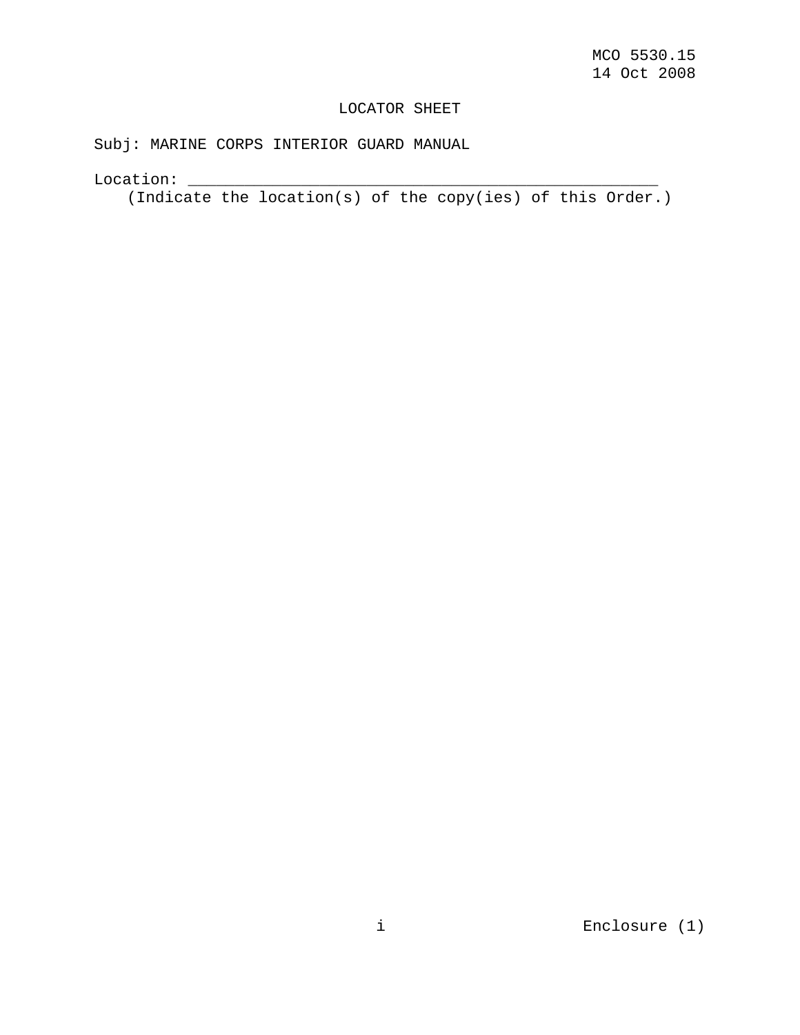# LOCATOR SHEET

Subj: MARINE CORPS INTERIOR GUARD MANUAL

Location: _____________________________________________________
(Indicate the location(s) of the copy(ies) of this Order.)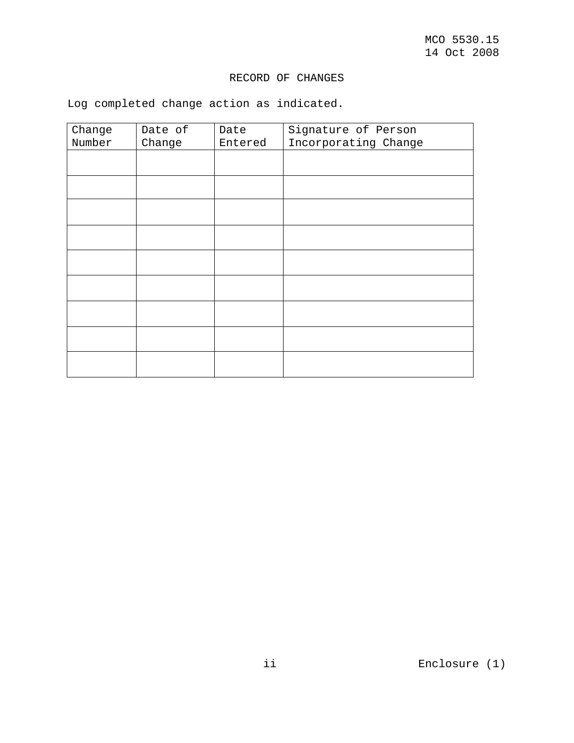# RECORD OF CHANGES

Log completed change action as indicated.

| Change Number | Date of Change | Date Entered | Signature of Person Incorporating Change |
| --- | --- | --- | --- |
| | | | |
| | | | |
| | | | |
| | | | |
| | | | |
| | | | |
| | | | |
| | | | |
| | | | |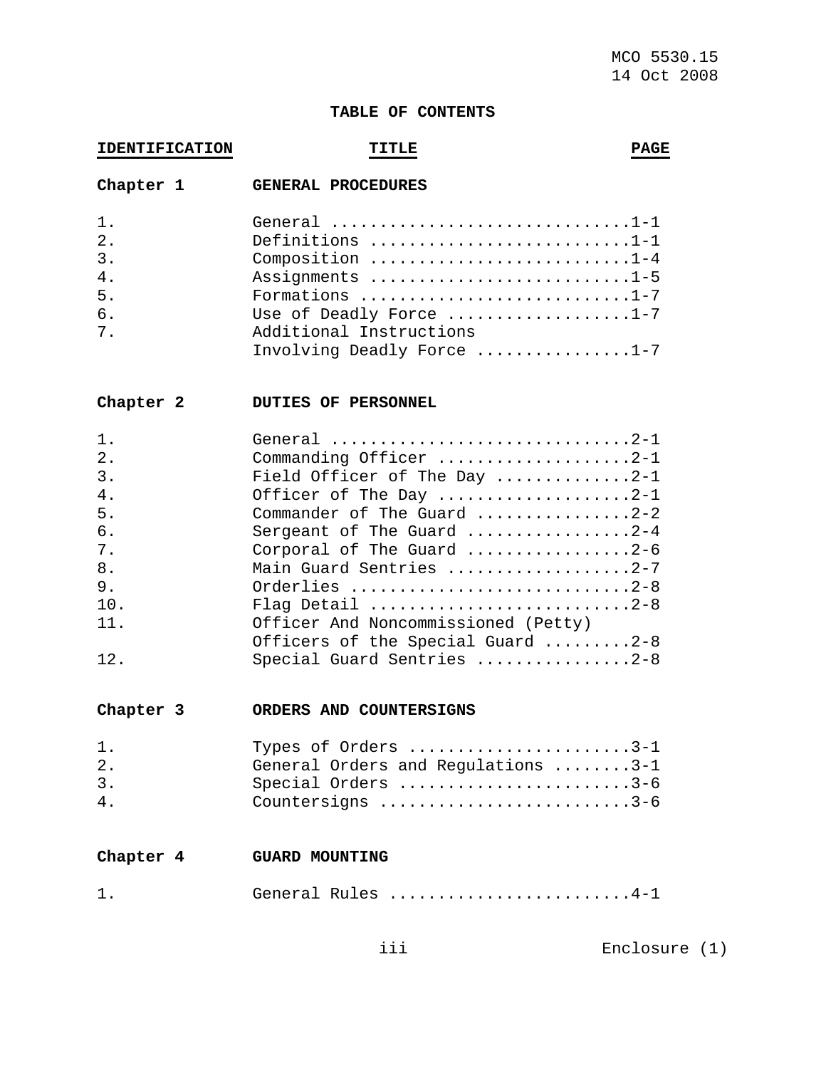## TABLE OF CONTENTS

| IDENTIFICATION | TITLE | PAGE |
|---|---|---|
| **Chapter 1** | **GENERAL PROCEDURES** | |
| 1. | General | 1-1 |
| 2. | Definitions | 1-1 |
| 3. | Composition | 1-4 |
| 4. | Assignments | 1-5 |
| 5. | Formations | 1-7 |
| 6. | Use of Deadly Force | 1-7 |
| 7. | Additional Instructions Involving Deadly Force | 1-7 |
| **Chapter 2** | **DUTIES OF PERSONNEL** | |
| 1. | General | 2-1 |
| 2. | Commanding Officer | 2-1 |
| 3. | Field Officer of The Day | 2-1 |
| 4. | Officer of The Day | 2-1 |
| 5. | Commander of The Guard | 2-2 |
| 6. | Sergeant of The Guard | 2-4 |
| 7. | Corporal of The Guard | 2-6 |
| 8. | Main Guard Sentries | 2-7 |
| 9. | Orderlies | 2-8 |
| 10. | Flag Detail | 2-8 |
| 11. | Officer And Noncommissioned (Petty) Officers of the Special Guard | 2-8 |
| 12. | Special Guard Sentries | 2-8 |
| **Chapter 3** | **ORDERS AND COUNTERSIGNS** | |
| 1. | Types of Orders | 3-1 |
| 2. | General Orders and Regulations | 3-1 |
| 3. | Special Orders | 3-6 |
| 4. | Countersigns | 3-6 |
| **Chapter 4** | **GUARD MOUNTING** | |
| 1. | General Rules | 4-1 |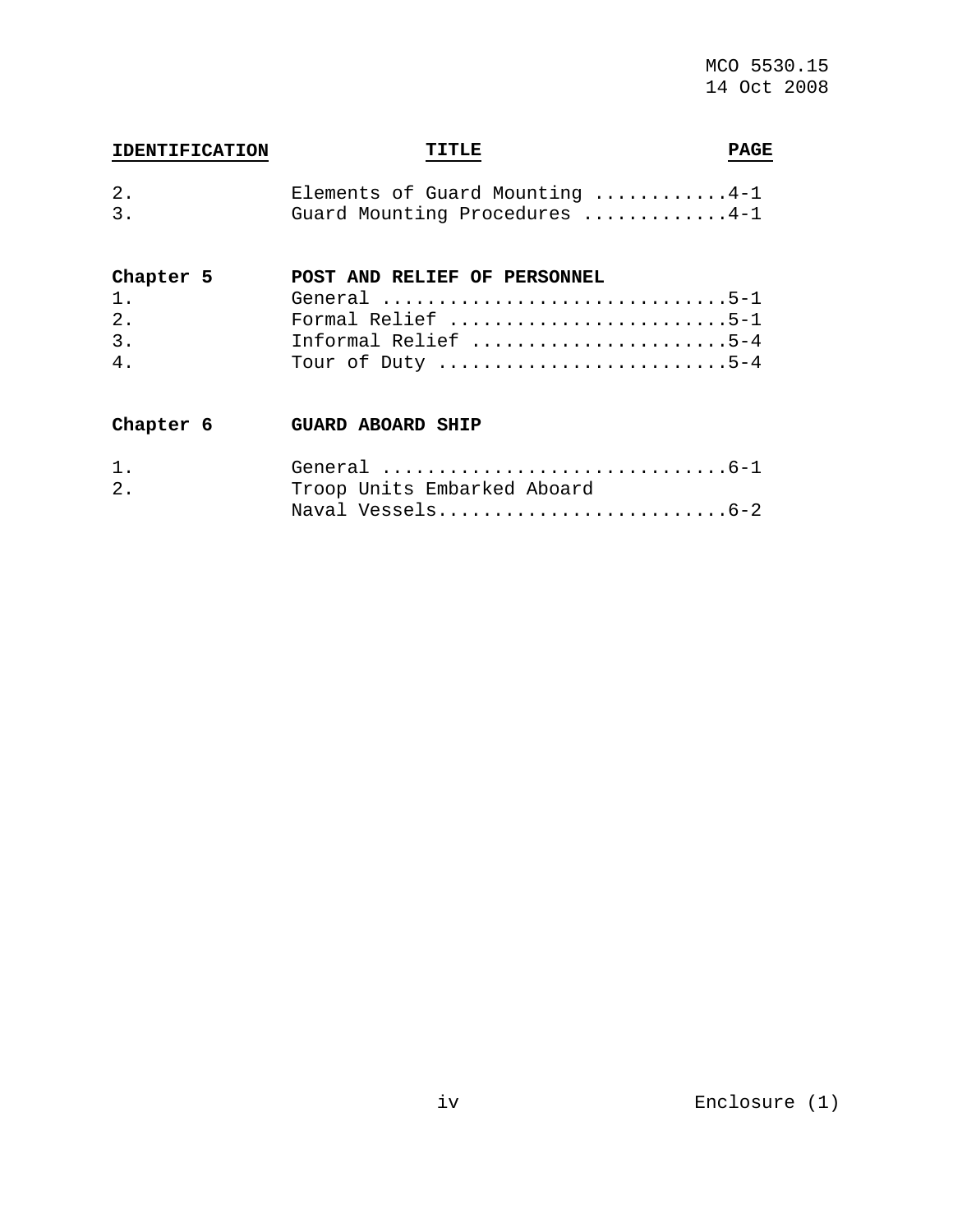| IDENTIFICATION | TITLE | PAGE |
|---|---|---|
| 2. | Elements of Guard Mounting | 4-1 |
| 3. | Guard Mounting Procedures | 4-1 |
| **Chapter 5** | **POST AND RELIEF OF PERSONNEL** | |
| 1. | General | 5-1 |
| 2. | Formal Relief | 5-1 |
| 3. | Informal Relief | 5-4 |
| 4. | Tour of Duty | 5-4 |
| **Chapter 6** | **GUARD ABOARD SHIP** | |
| 1. | General | 6-1 |
| 2. | Troop Units Embarked Aboard Naval Vessels | 6-2 |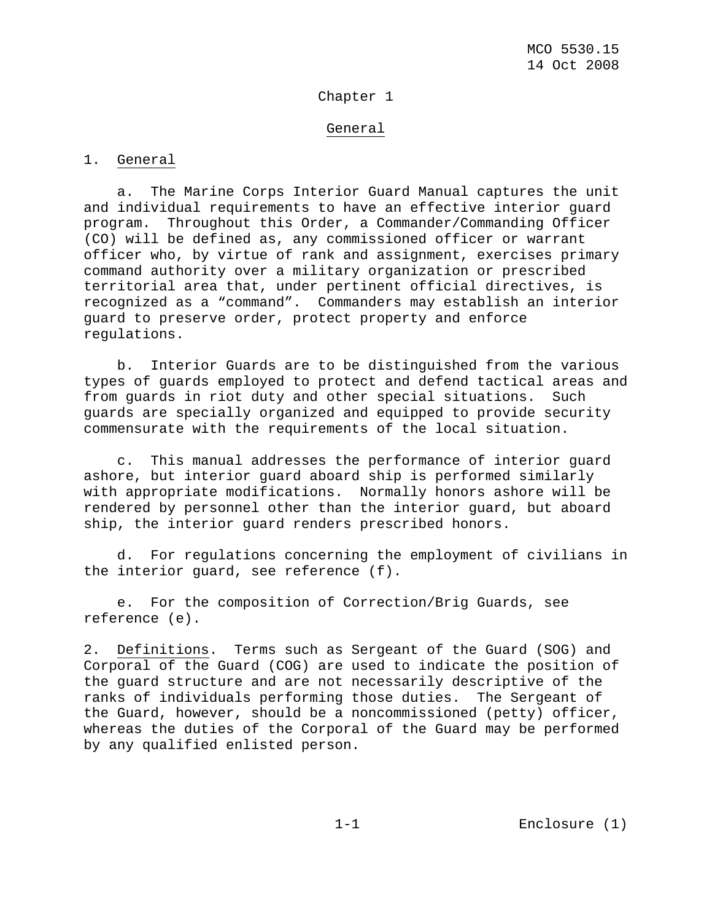# Chapter 1

## General

1. General

a. The Marine Corps Interior Guard Manual captures the unit and individual requirements to have an effective interior guard program. Throughout this Order, a Commander/Commanding Officer (CO) will be defined as, any commissioned officer or warrant officer who, by virtue of rank and assignment, exercises primary command authority over a military organization or prescribed territorial area that, under pertinent official directives, is recognized as a "command". Commanders may establish an interior guard to preserve order, protect property and enforce regulations.

b. Interior Guards are to be distinguished from the various types of guards employed to protect and defend tactical areas and from guards in riot duty and other special situations. Such guards are specially organized and equipped to provide security commensurate with the requirements of the local situation.

c. This manual addresses the performance of interior guard ashore, but interior guard aboard ship is performed similarly with appropriate modifications. Normally honors ashore will be rendered by personnel other than the interior guard, but aboard ship, the interior guard renders prescribed honors.

d. For regulations concerning the employment of civilians in the interior guard, see reference (f).

e. For the composition of Correction/Brig Guards, see reference (e).

2. Definitions. Terms such as Sergeant of the Guard (SOG) and Corporal of the Guard (COG) are used to indicate the position of the guard structure and are not necessarily descriptive of the ranks of individuals performing those duties. The Sergeant of the Guard, however, should be a noncommissioned (petty) officer, whereas the duties of the Corporal of the Guard may be performed by any qualified enlisted person.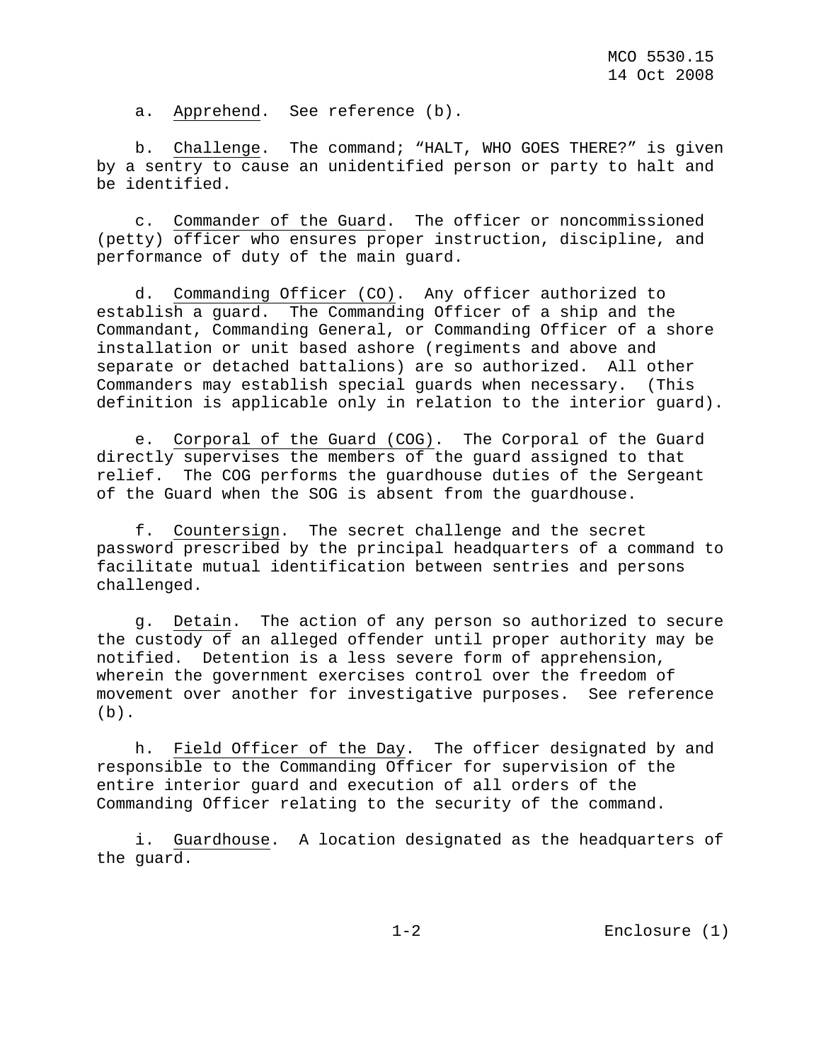a. Apprehend. See reference (b).

b. Challenge. The command; “HALT, WHO GOES THERE?” is given by a sentry to cause an unidentified person or party to halt and be identified.

c. Commander of the Guard. The officer or noncommissioned (petty) officer who ensures proper instruction, discipline, and performance of duty of the main guard.

d. Commanding Officer (CO). Any officer authorized to establish a guard. The Commanding Officer of a ship and the Commandant, Commanding General, or Commanding Officer of a shore installation or unit based ashore (regiments and above and separate or detached battalions) are so authorized. All other Commanders may establish special guards when necessary. (This definition is applicable only in relation to the interior guard).

e. Corporal of the Guard (COG). The Corporal of the Guard directly supervises the members of the guard assigned to that relief. The COG performs the guardhouse duties of the Sergeant of the Guard when the SOG is absent from the guardhouse.

f. Countersign. The secret challenge and the secret password prescribed by the principal headquarters of a command to facilitate mutual identification between sentries and persons challenged.

g. Detain. The action of any person so authorized to secure the custody of an alleged offender until proper authority may be notified. Detention is a less severe form of apprehension, wherein the government exercises control over the freedom of movement over another for investigative purposes. See reference (b).

h. Field Officer of the Day. The officer designated by and responsible to the Commanding Officer for supervision of the entire interior guard and execution of all orders of the Commanding Officer relating to the security of the command.

i. Guardhouse. A location designated as the headquarters of the guard.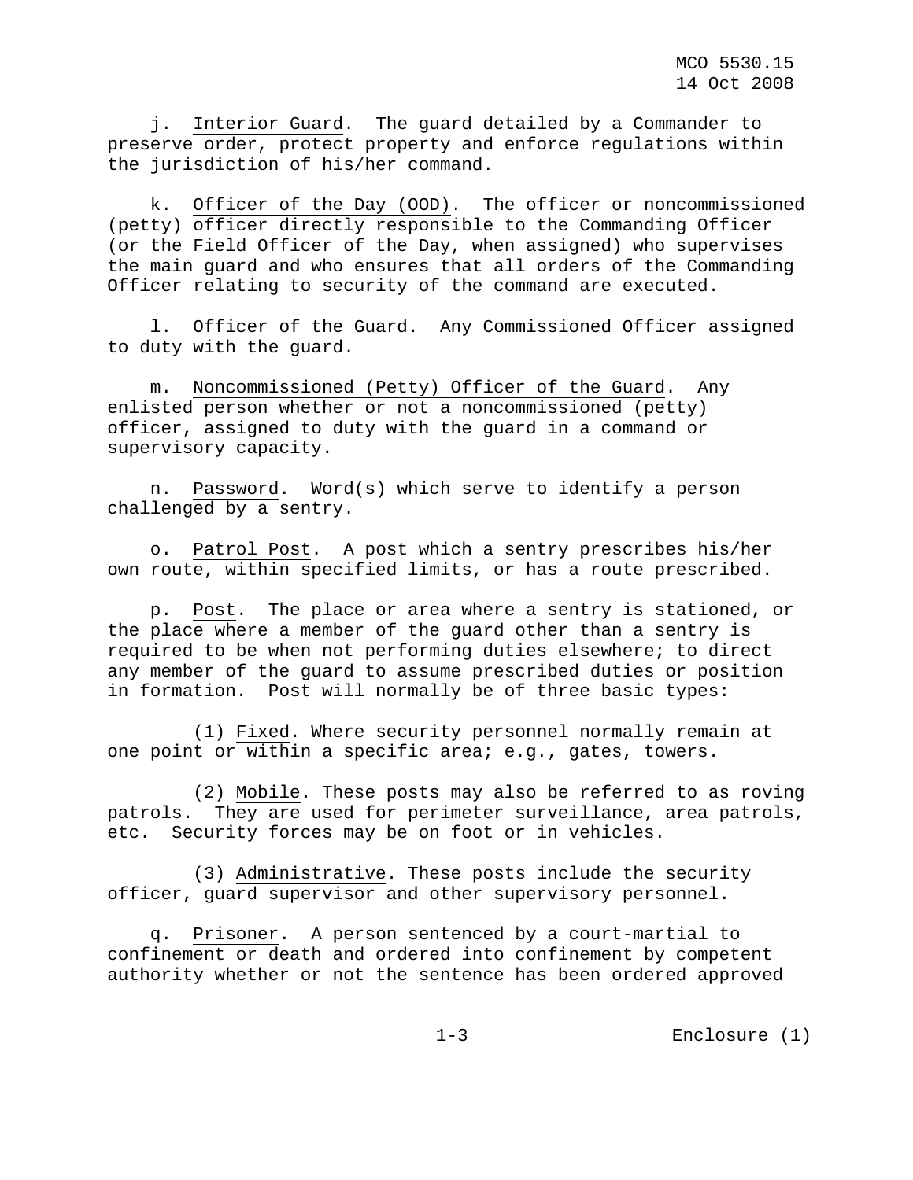j. Interior Guard. The guard detailed by a Commander to preserve order, protect property and enforce regulations within the jurisdiction of his/her command.

k. Officer of the Day (OOD). The officer or noncommissioned (petty) officer directly responsible to the Commanding Officer (or the Field Officer of the Day, when assigned) who supervises the main guard and who ensures that all orders of the Commanding Officer relating to security of the command are executed.

l. Officer of the Guard. Any Commissioned Officer assigned to duty with the guard.

m. Noncommissioned (Petty) Officer of the Guard. Any enlisted person whether or not a noncommissioned (petty) officer, assigned to duty with the guard in a command or supervisory capacity.

n. Password. Word(s) which serve to identify a person challenged by a sentry.

o. Patrol Post. A post which a sentry prescribes his/her own route, within specified limits, or has a route prescribed.

p. Post. The place or area where a sentry is stationed, or the place where a member of the guard other than a sentry is required to be when not performing duties elsewhere; to direct any member of the guard to assume prescribed duties or position in formation. Post will normally be of three basic types:

(1) Fixed. Where security personnel normally remain at one point or within a specific area; e.g., gates, towers.

(2) Mobile. These posts may also be referred to as roving patrols. They are used for perimeter surveillance, area patrols, etc. Security forces may be on foot or in vehicles.

(3) Administrative. These posts include the security officer, guard supervisor and other supervisory personnel.

q. Prisoner. A person sentenced by a court-martial to confinement or death and ordered into confinement by competent authority whether or not the sentence has been ordered approved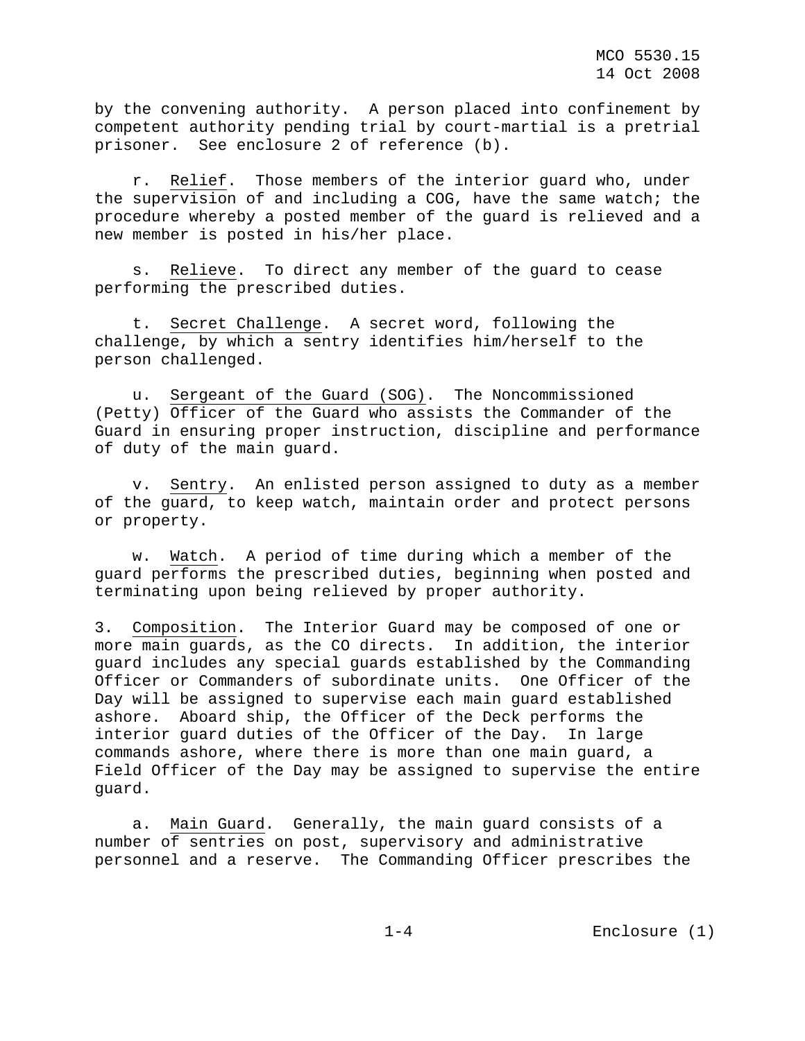by the convening authority. A person placed into confinement by competent authority pending trial by court-martial is a pretrial prisoner. See enclosure 2 of reference (b).

r. Relief. Those members of the interior guard who, under the supervision of and including a COG, have the same watch; the procedure whereby a posted member of the guard is relieved and a new member is posted in his/her place.

s. Relieve. To direct any member of the guard to cease performing the prescribed duties.

t. Secret Challenge. A secret word, following the challenge, by which a sentry identifies him/herself to the person challenged.

u. Sergeant of the Guard (SOG). The Noncommissioned (Petty) Officer of the Guard who assists the Commander of the Guard in ensuring proper instruction, discipline and performance of duty of the main guard.

v. Sentry. An enlisted person assigned to duty as a member of the guard, to keep watch, maintain order and protect persons or property.

w. Watch. A period of time during which a member of the guard performs the prescribed duties, beginning when posted and terminating upon being relieved by proper authority.

3. Composition. The Interior Guard may be composed of one or more main guards, as the CO directs. In addition, the interior guard includes any special guards established by the Commanding Officer or Commanders of subordinate units. One Officer of the Day will be assigned to supervise each main guard established ashore. Aboard ship, the Officer of the Deck performs the interior guard duties of the Officer of the Day. In large commands ashore, where there is more than one main guard, a Field Officer of the Day may be assigned to supervise the entire guard.

a. Main Guard. Generally, the main guard consists of a number of sentries on post, supervisory and administrative personnel and a reserve. The Commanding Officer prescribes the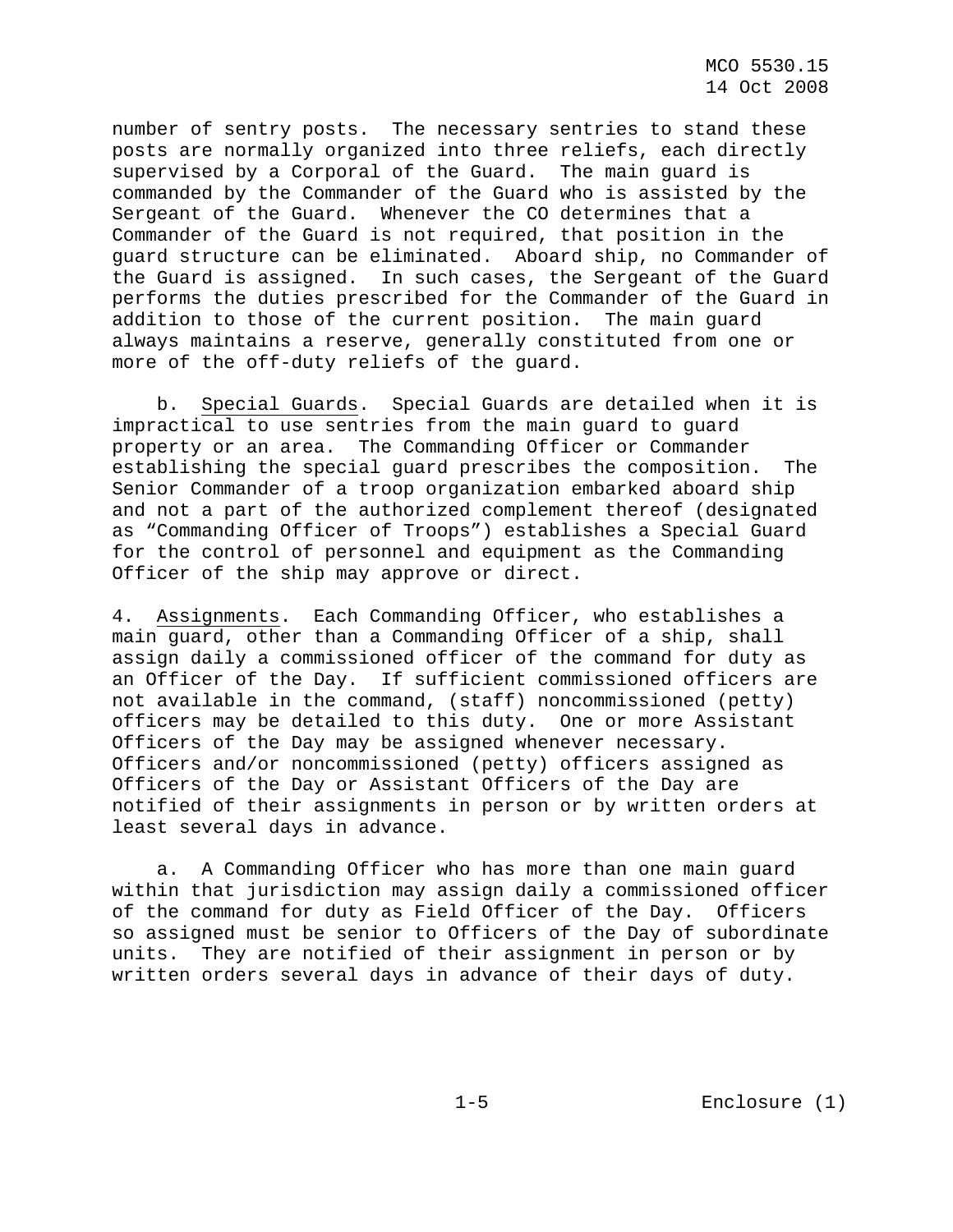number of sentry posts. The necessary sentries to stand these posts are normally organized into three reliefs, each directly supervised by a Corporal of the Guard. The main guard is commanded by the Commander of the Guard who is assisted by the Sergeant of the Guard. Whenever the CO determines that a Commander of the Guard is not required, that position in the guard structure can be eliminated. Aboard ship, no Commander of the Guard is assigned. In such cases, the Sergeant of the Guard performs the duties prescribed for the Commander of the Guard in addition to those of the current position. The main guard always maintains a reserve, generally constituted from one or more of the off-duty reliefs of the guard.

b. Special Guards. Special Guards are detailed when it is impractical to use sentries from the main guard to guard property or an area. The Commanding Officer or Commander establishing the special guard prescribes the composition. The Senior Commander of a troop organization embarked aboard ship and not a part of the authorized complement thereof (designated as "Commanding Officer of Troops") establishes a Special Guard for the control of personnel and equipment as the Commanding Officer of the ship may approve or direct.

4. Assignments. Each Commanding Officer, who establishes a main guard, other than a Commanding Officer of a ship, shall assign daily a commissioned officer of the command for duty as an Officer of the Day. If sufficient commissioned officers are not available in the command, (staff) noncommissioned (petty) officers may be detailed to this duty. One or more Assistant Officers of the Day may be assigned whenever necessary. Officers and/or noncommissioned (petty) officers assigned as Officers of the Day or Assistant Officers of the Day are notified of their assignments in person or by written orders at least several days in advance.

a. A Commanding Officer who has more than one main guard within that jurisdiction may assign daily a commissioned officer of the command for duty as Field Officer of the Day. Officers so assigned must be senior to Officers of the Day of subordinate units. They are notified of their assignment in person or by written orders several days in advance of their days of duty.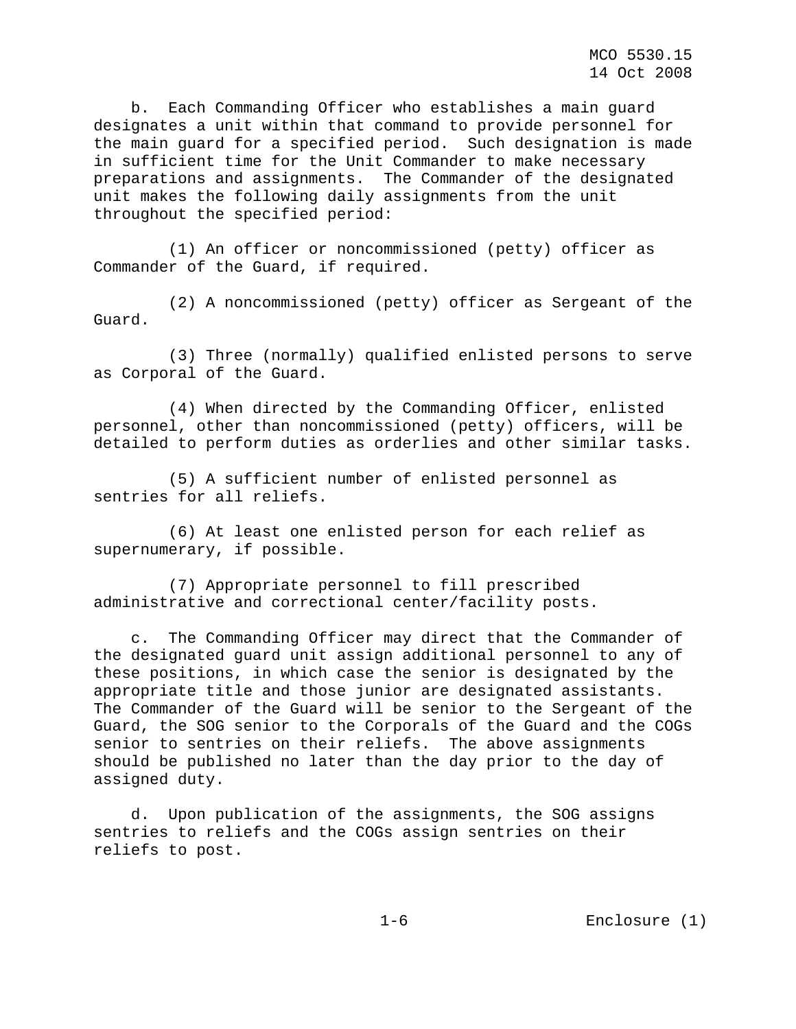b. Each Commanding Officer who establishes a main guard designates a unit within that command to provide personnel for the main guard for a specified period. Such designation is made in sufficient time for the Unit Commander to make necessary preparations and assignments. The Commander of the designated unit makes the following daily assignments from the unit throughout the specified period:

(1) An officer or noncommissioned (petty) officer as Commander of the Guard, if required.

(2) A noncommissioned (petty) officer as Sergeant of the Guard.

(3) Three (normally) qualified enlisted persons to serve as Corporal of the Guard.

(4) When directed by the Commanding Officer, enlisted personnel, other than noncommissioned (petty) officers, will be detailed to perform duties as orderlies and other similar tasks.

(5) A sufficient number of enlisted personnel as sentries for all reliefs.

(6) At least one enlisted person for each relief as supernumerary, if possible.

(7) Appropriate personnel to fill prescribed administrative and correctional center/facility posts.

c. The Commanding Officer may direct that the Commander of the designated guard unit assign additional personnel to any of these positions, in which case the senior is designated by the appropriate title and those junior are designated assistants. The Commander of the Guard will be senior to the Sergeant of the Guard, the SOG senior to the Corporals of the Guard and the COGs senior to sentries on their reliefs. The above assignments should be published no later than the day prior to the day of assigned duty.

d. Upon publication of the assignments, the SOG assigns sentries to reliefs and the COGs assign sentries on their reliefs to post.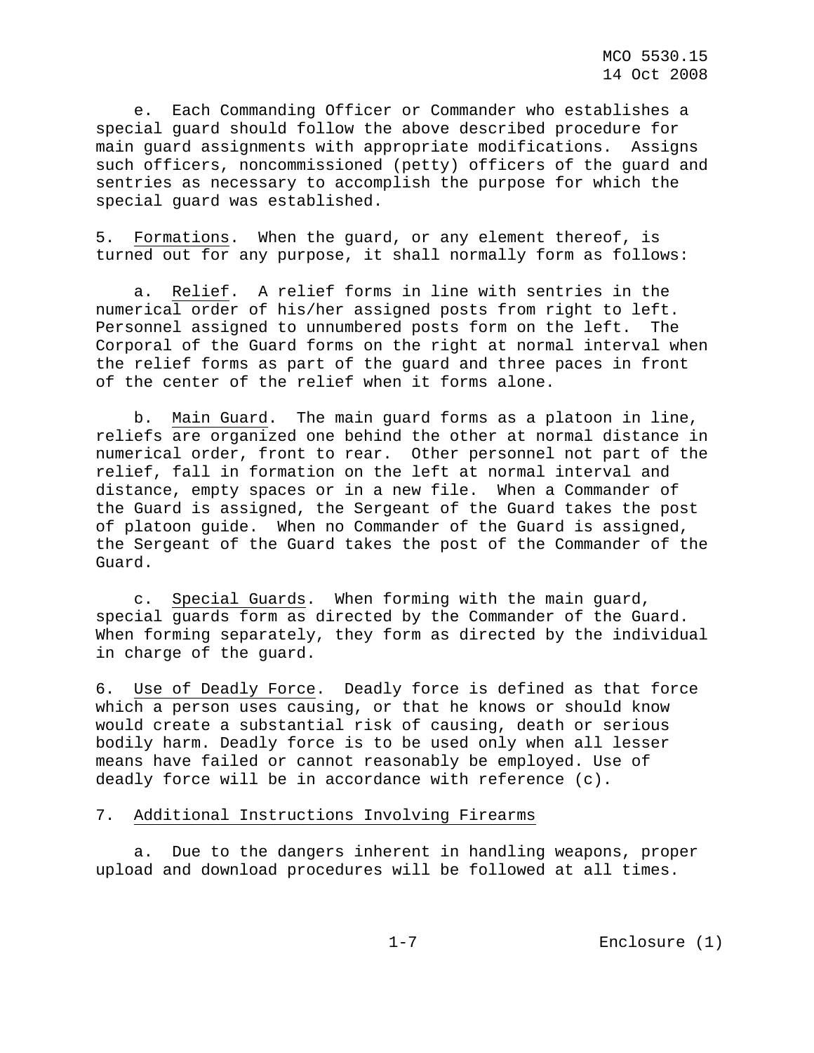e. Each Commanding Officer or Commander who establishes a special guard should follow the above described procedure for main guard assignments with appropriate modifications. Assigns such officers, noncommissioned (petty) officers of the guard and sentries as necessary to accomplish the purpose for which the special guard was established.

5. Formations. When the guard, or any element thereof, is turned out for any purpose, it shall normally form as follows:

a. Relief. A relief forms in line with sentries in the numerical order of his/her assigned posts from right to left. Personnel assigned to unnumbered posts form on the left. The Corporal of the Guard forms on the right at normal interval when the relief forms as part of the guard and three paces in front of the center of the relief when it forms alone.

b. Main Guard. The main guard forms as a platoon in line, reliefs are organized one behind the other at normal distance in numerical order, front to rear. Other personnel not part of the relief, fall in formation on the left at normal interval and distance, empty spaces or in a new file. When a Commander of the Guard is assigned, the Sergeant of the Guard takes the post of platoon guide. When no Commander of the Guard is assigned, the Sergeant of the Guard takes the post of the Commander of the Guard.

c. Special Guards. When forming with the main guard, special guards form as directed by the Commander of the Guard. When forming separately, they form as directed by the individual in charge of the guard.

6. Use of Deadly Force. Deadly force is defined as that force which a person uses causing, or that he knows or should know would create a substantial risk of causing, death or serious bodily harm. Deadly force is to be used only when all lesser means have failed or cannot reasonably be employed. Use of deadly force will be in accordance with reference (c).

7. Additional Instructions Involving Firearms

a. Due to the dangers inherent in handling weapons, proper upload and download procedures will be followed at all times.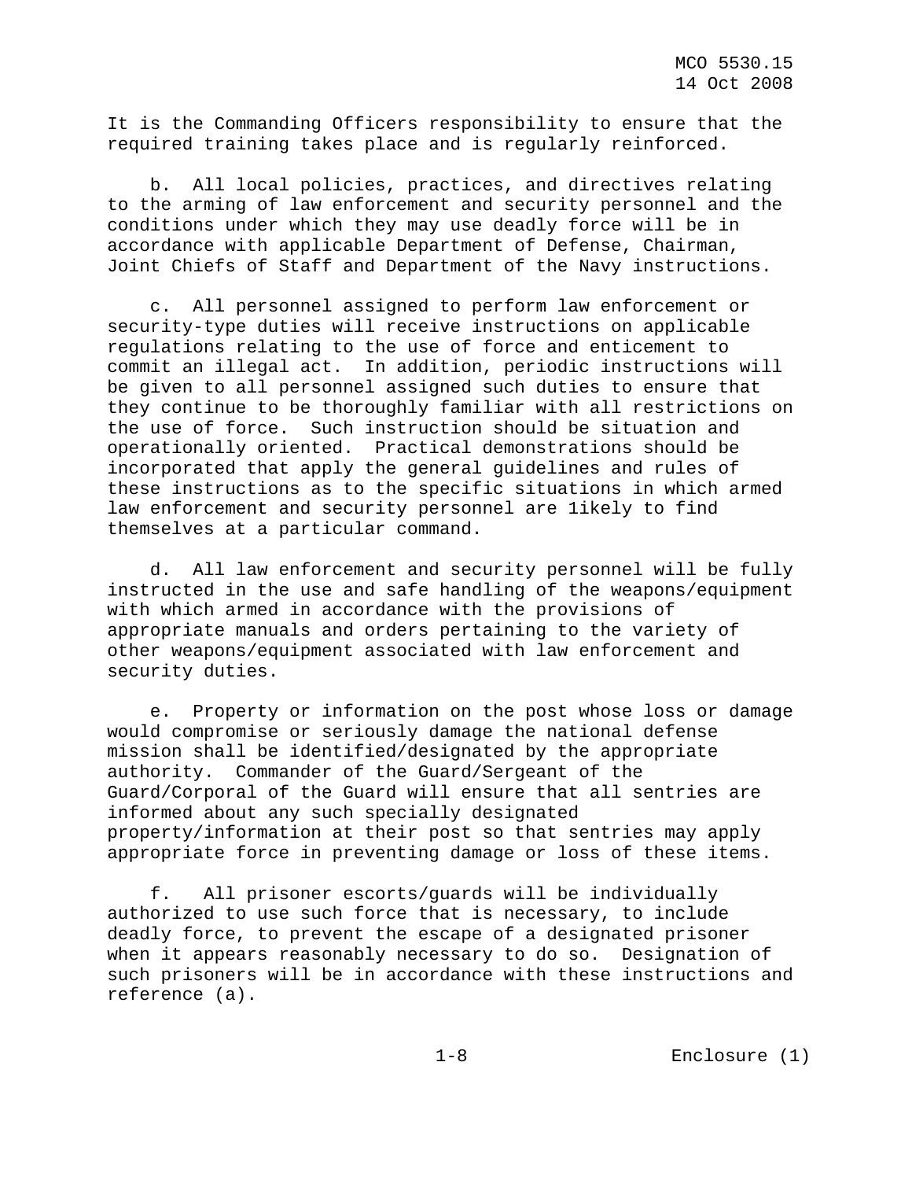It is the Commanding Officers responsibility to ensure that the required training takes place and is regularly reinforced.

b. All local policies, practices, and directives relating to the arming of law enforcement and security personnel and the conditions under which they may use deadly force will be in accordance with applicable Department of Defense, Chairman, Joint Chiefs of Staff and Department of the Navy instructions.

c. All personnel assigned to perform law enforcement or security-type duties will receive instructions on applicable regulations relating to the use of force and enticement to commit an illegal act. In addition, periodic instructions will be given to all personnel assigned such duties to ensure that they continue to be thoroughly familiar with all restrictions on the use of force. Such instruction should be situation and operationally oriented. Practical demonstrations should be incorporated that apply the general guidelines and rules of these instructions as to the specific situations in which armed law enforcement and security personnel are 1ikely to find themselves at a particular command.

d. All law enforcement and security personnel will be fully instructed in the use and safe handling of the weapons/equipment with which armed in accordance with the provisions of appropriate manuals and orders pertaining to the variety of other weapons/equipment associated with law enforcement and security duties.

e. Property or information on the post whose loss or damage would compromise or seriously damage the national defense mission shall be identified/designated by the appropriate authority. Commander of the Guard/Sergeant of the Guard/Corporal of the Guard will ensure that all sentries are informed about any such specially designated property/information at their post so that sentries may apply appropriate force in preventing damage or loss of these items.

f. All prisoner escorts/guards will be individually authorized to use such force that is necessary, to include deadly force, to prevent the escape of a designated prisoner when it appears reasonably necessary to do so. Designation of such prisoners will be in accordance with these instructions and reference (a).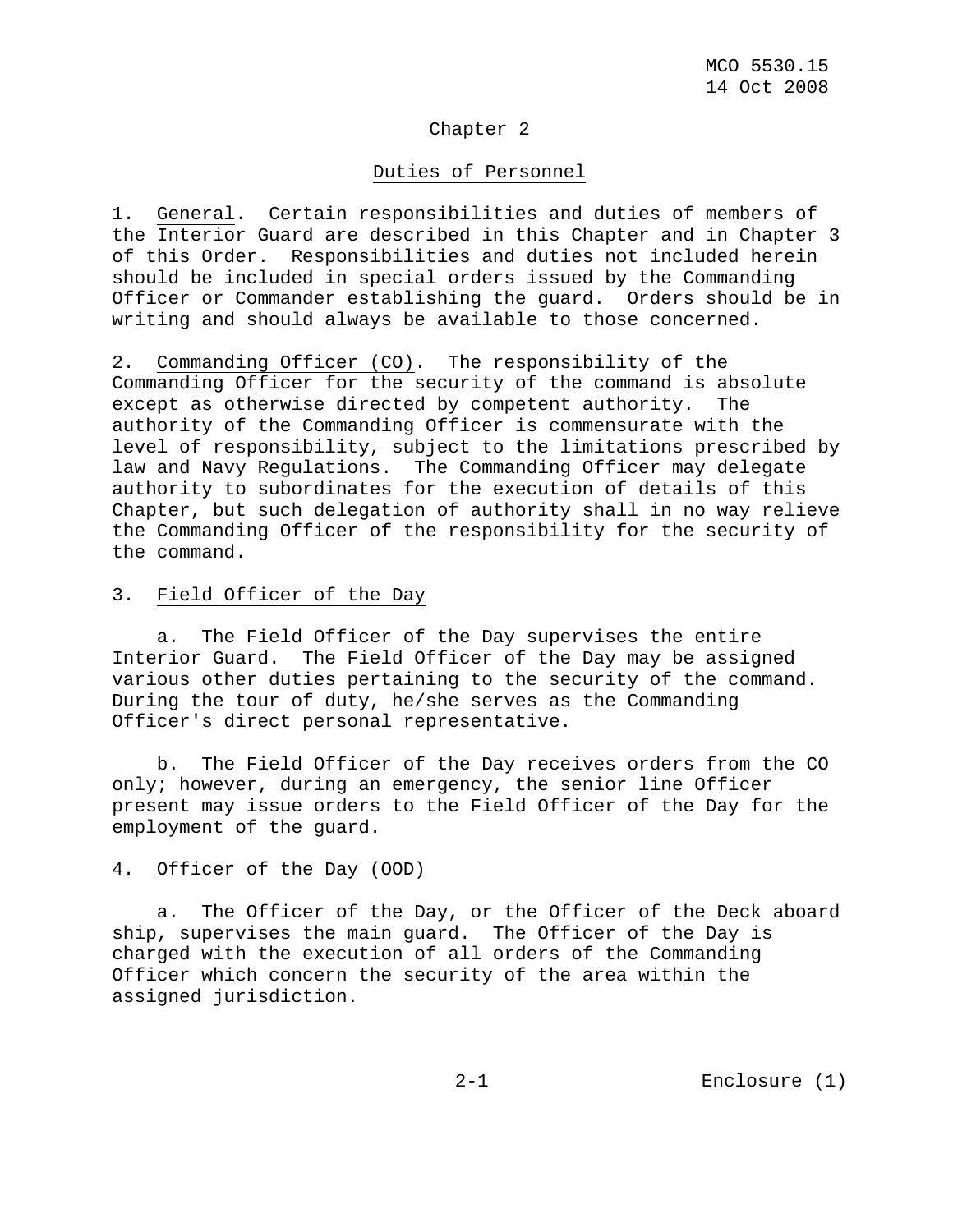## Chapter 2

### Duties of Personnel

1. General. Certain responsibilities and duties of members of the Interior Guard are described in this Chapter and in Chapter 3 of this Order. Responsibilities and duties not included herein should be included in special orders issued by the Commanding Officer or Commander establishing the guard. Orders should be in writing and should always be available to those concerned.

2. Commanding Officer (CO). The responsibility of the Commanding Officer for the security of the command is absolute except as otherwise directed by competent authority. The authority of the Commanding Officer is commensurate with the level of responsibility, subject to the limitations prescribed by law and Navy Regulations. The Commanding Officer may delegate authority to subordinates for the execution of details of this Chapter, but such delegation of authority shall in no way relieve the Commanding Officer of the responsibility for the security of the command.

3. Field Officer of the Day

a. The Field Officer of the Day supervises the entire Interior Guard. The Field Officer of the Day may be assigned various other duties pertaining to the security of the command. During the tour of duty, he/she serves as the Commanding Officer's direct personal representative.

b. The Field Officer of the Day receives orders from the CO only; however, during an emergency, the senior line Officer present may issue orders to the Field Officer of the Day for the employment of the guard.

4. Officer of the Day (OOD)

a. The Officer of the Day, or the Officer of the Deck aboard ship, supervises the main guard. The Officer of the Day is charged with the execution of all orders of the Commanding Officer which concern the security of the area within the assigned jurisdiction.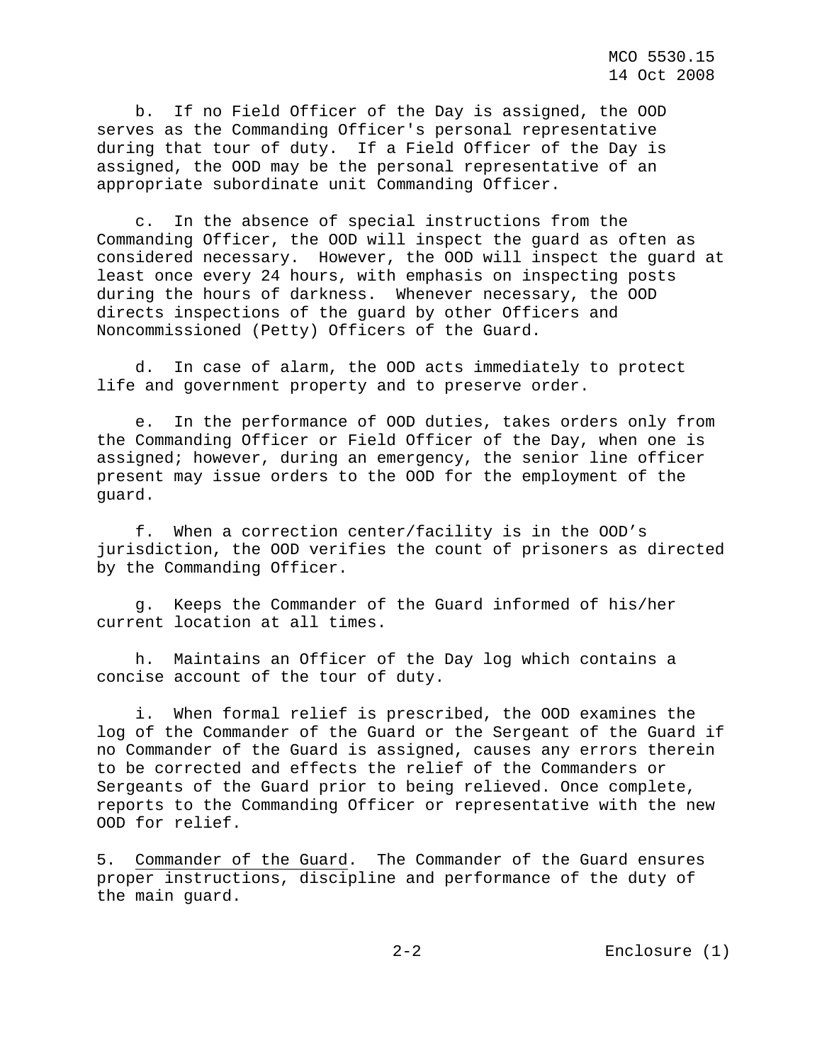b. If no Field Officer of the Day is assigned, the OOD serves as the Commanding Officer's personal representative during that tour of duty. If a Field Officer of the Day is assigned, the OOD may be the personal representative of an appropriate subordinate unit Commanding Officer.

c. In the absence of special instructions from the Commanding Officer, the OOD will inspect the guard as often as considered necessary. However, the OOD will inspect the guard at least once every 24 hours, with emphasis on inspecting posts during the hours of darkness. Whenever necessary, the OOD directs inspections of the guard by other Officers and Noncommissioned (Petty) Officers of the Guard.

d. In case of alarm, the OOD acts immediately to protect life and government property and to preserve order.

e. In the performance of OOD duties, takes orders only from the Commanding Officer or Field Officer of the Day, when one is assigned; however, during an emergency, the senior line officer present may issue orders to the OOD for the employment of the guard.

f. When a correction center/facility is in the OOD's jurisdiction, the OOD verifies the count of prisoners as directed by the Commanding Officer.

g. Keeps the Commander of the Guard informed of his/her current location at all times.

h. Maintains an Officer of the Day log which contains a concise account of the tour of duty.

i. When formal relief is prescribed, the OOD examines the log of the Commander of the Guard or the Sergeant of the Guard if no Commander of the Guard is assigned, causes any errors therein to be corrected and effects the relief of the Commanders or Sergeants of the Guard prior to being relieved. Once complete, reports to the Commanding Officer or representative with the new OOD for relief.

5. Commander of the Guard. The Commander of the Guard ensures proper instructions, discipline and performance of the duty of the main guard.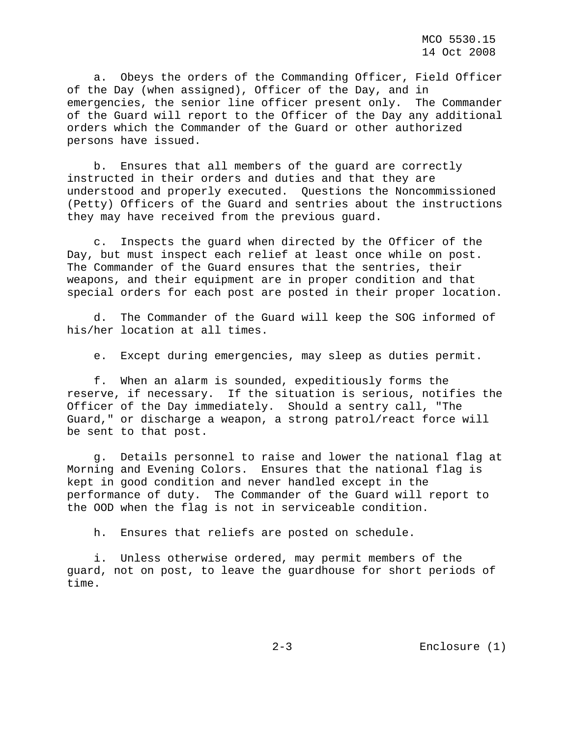a. Obeys the orders of the Commanding Officer, Field Officer of the Day (when assigned), Officer of the Day, and in emergencies, the senior line officer present only. The Commander of the Guard will report to the Officer of the Day any additional orders which the Commander of the Guard or other authorized persons have issued.

b. Ensures that all members of the guard are correctly instructed in their orders and duties and that they are understood and properly executed. Questions the Noncommissioned (Petty) Officers of the Guard and sentries about the instructions they may have received from the previous guard.

c. Inspects the guard when directed by the Officer of the Day, but must inspect each relief at least once while on post. The Commander of the Guard ensures that the sentries, their weapons, and their equipment are in proper condition and that special orders for each post are posted in their proper location.

d. The Commander of the Guard will keep the SOG informed of his/her location at all times.

e. Except during emergencies, may sleep as duties permit.

f. When an alarm is sounded, expeditiously forms the reserve, if necessary. If the situation is serious, notifies the Officer of the Day immediately. Should a sentry call, "The Guard," or discharge a weapon, a strong patrol/react force will be sent to that post.

g. Details personnel to raise and lower the national flag at Morning and Evening Colors. Ensures that the national flag is kept in good condition and never handled except in the performance of duty. The Commander of the Guard will report to the OOD when the flag is not in serviceable condition.

h. Ensures that reliefs are posted on schedule.

i. Unless otherwise ordered, may permit members of the guard, not on post, to leave the guardhouse for short periods of time.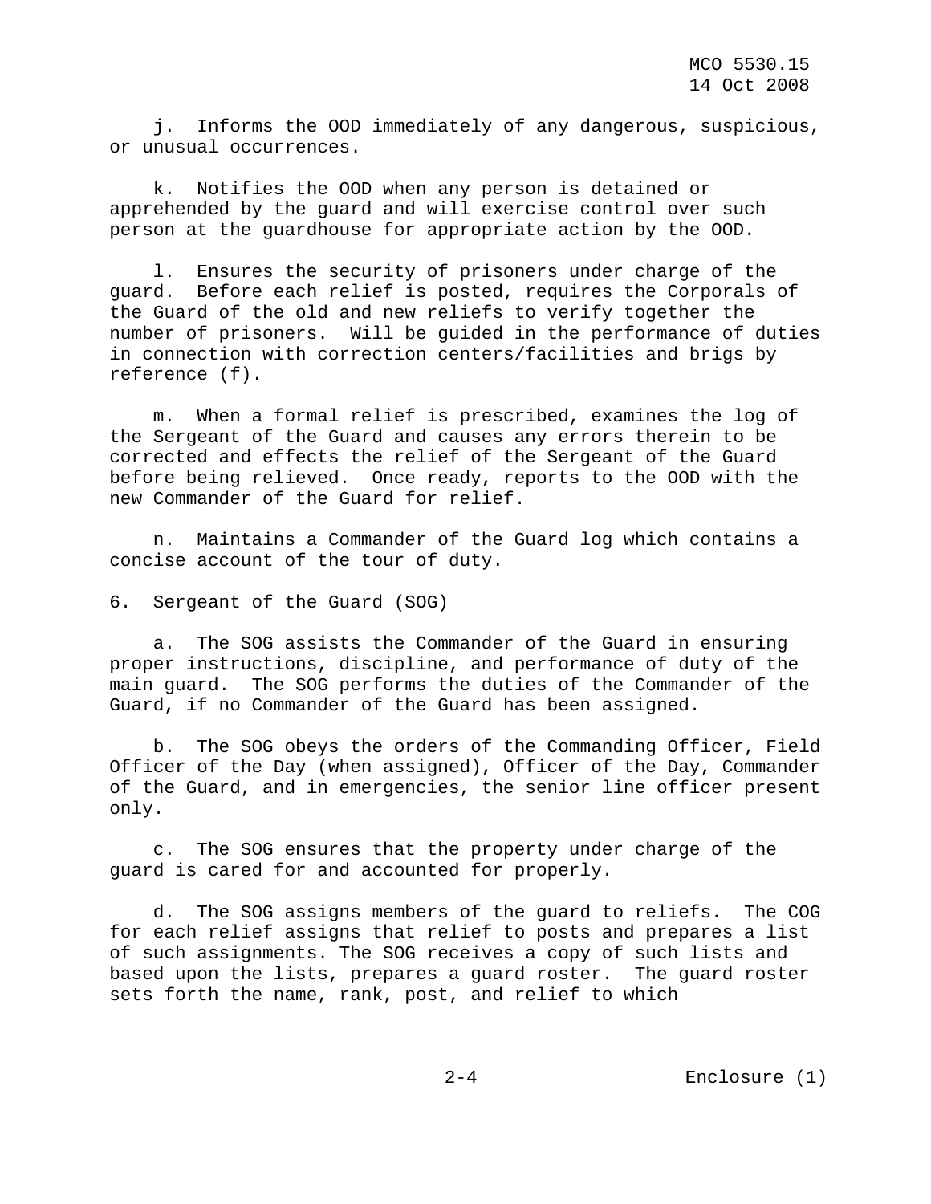j. Informs the OOD immediately of any dangerous, suspicious, or unusual occurrences.

k. Notifies the OOD when any person is detained or apprehended by the guard and will exercise control over such person at the guardhouse for appropriate action by the OOD.

l. Ensures the security of prisoners under charge of the guard. Before each relief is posted, requires the Corporals of the Guard of the old and new reliefs to verify together the number of prisoners. Will be guided in the performance of duties in connection with correction centers/facilities and brigs by reference (f).

m. When a formal relief is prescribed, examines the log of the Sergeant of the Guard and causes any errors therein to be corrected and effects the relief of the Sergeant of the Guard before being relieved. Once ready, reports to the OOD with the new Commander of the Guard for relief.

n. Maintains a Commander of the Guard log which contains a concise account of the tour of duty.

6. Sergeant of the Guard (SOG)

a. The SOG assists the Commander of the Guard in ensuring proper instructions, discipline, and performance of duty of the main guard. The SOG performs the duties of the Commander of the Guard, if no Commander of the Guard has been assigned.

b. The SOG obeys the orders of the Commanding Officer, Field Officer of the Day (when assigned), Officer of the Day, Commander of the Guard, and in emergencies, the senior line officer present only.

c. The SOG ensures that the property under charge of the guard is cared for and accounted for properly.

d. The SOG assigns members of the guard to reliefs. The COG for each relief assigns that relief to posts and prepares a list of such assignments. The SOG receives a copy of such lists and based upon the lists, prepares a guard roster. The guard roster sets forth the name, rank, post, and relief to which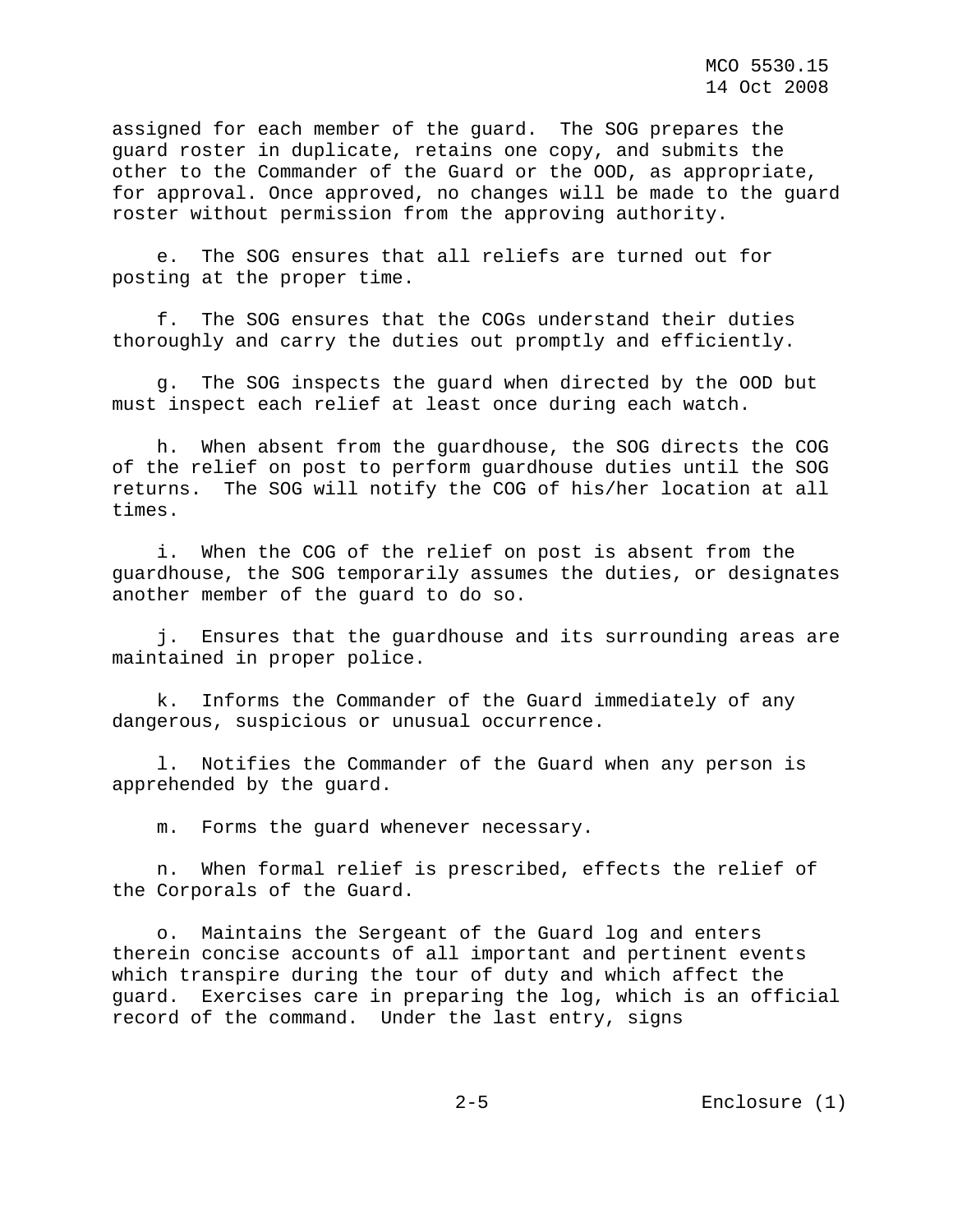assigned for each member of the guard. The SOG prepares the guard roster in duplicate, retains one copy, and submits the other to the Commander of the Guard or the OOD, as appropriate, for approval. Once approved, no changes will be made to the guard roster without permission from the approving authority.

e. The SOG ensures that all reliefs are turned out for posting at the proper time.

f. The SOG ensures that the COGs understand their duties thoroughly and carry the duties out promptly and efficiently.

g. The SOG inspects the guard when directed by the OOD but must inspect each relief at least once during each watch.

h. When absent from the guardhouse, the SOG directs the COG of the relief on post to perform guardhouse duties until the SOG returns. The SOG will notify the COG of his/her location at all times.

i. When the COG of the relief on post is absent from the guardhouse, the SOG temporarily assumes the duties, or designates another member of the guard to do so.

j. Ensures that the guardhouse and its surrounding areas are maintained in proper police.

k. Informs the Commander of the Guard immediately of any dangerous, suspicious or unusual occurrence.

l. Notifies the Commander of the Guard when any person is apprehended by the guard.

m. Forms the guard whenever necessary.

n. When formal relief is prescribed, effects the relief of the Corporals of the Guard.

o. Maintains the Sergeant of the Guard log and enters therein concise accounts of all important and pertinent events which transpire during the tour of duty and which affect the guard. Exercises care in preparing the log, which is an official record of the command. Under the last entry, signs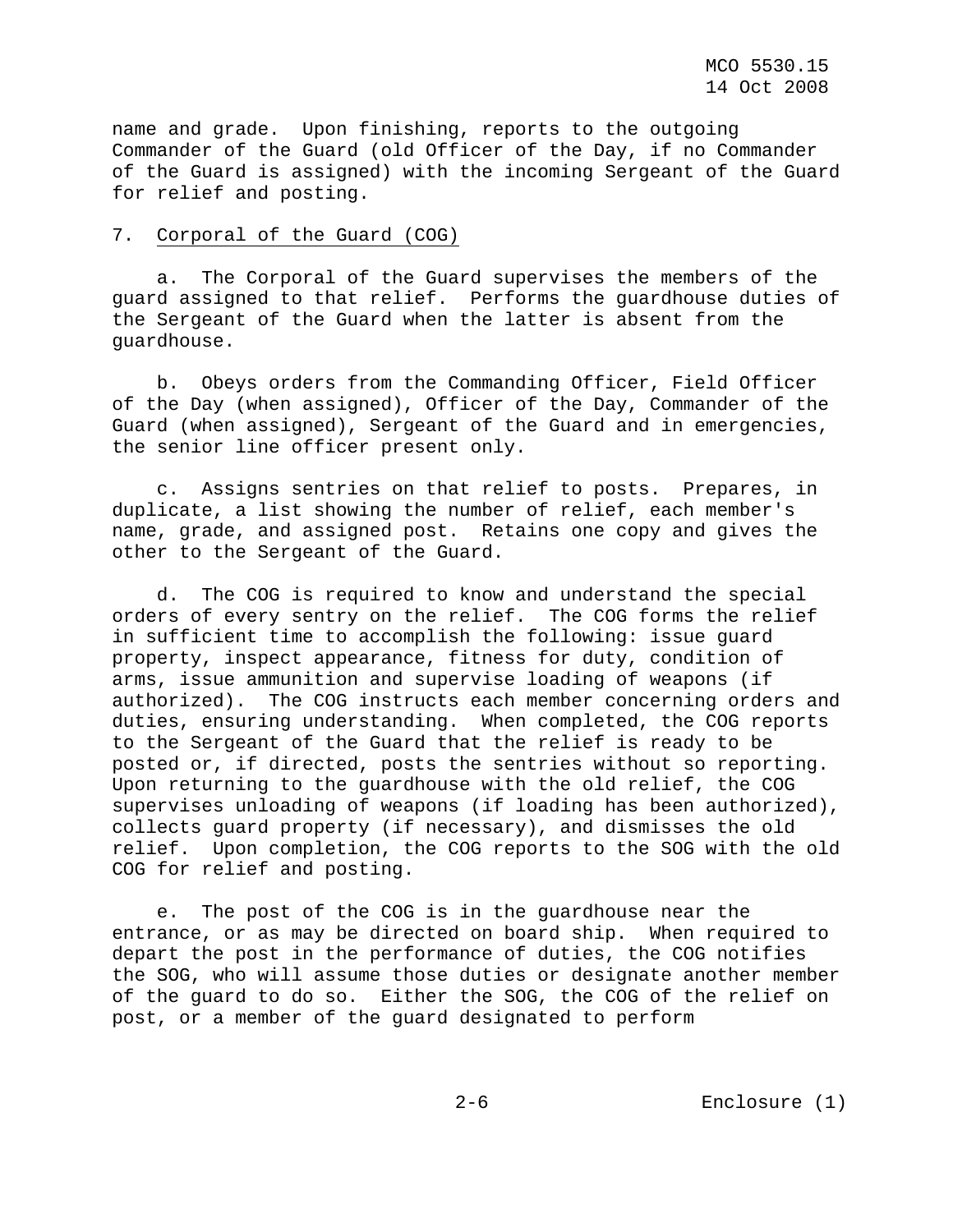name and grade. Upon finishing, reports to the outgoing Commander of the Guard (old Officer of the Day, if no Commander of the Guard is assigned) with the incoming Sergeant of the Guard for relief and posting.

7. Corporal of the Guard (COG)

a. The Corporal of the Guard supervises the members of the guard assigned to that relief. Performs the guardhouse duties of the Sergeant of the Guard when the latter is absent from the guardhouse.

b. Obeys orders from the Commanding Officer, Field Officer of the Day (when assigned), Officer of the Day, Commander of the Guard (when assigned), Sergeant of the Guard and in emergencies, the senior line officer present only.

c. Assigns sentries on that relief to posts. Prepares, in duplicate, a list showing the number of relief, each member's name, grade, and assigned post. Retains one copy and gives the other to the Sergeant of the Guard.

d. The COG is required to know and understand the special orders of every sentry on the relief. The COG forms the relief in sufficient time to accomplish the following: issue guard property, inspect appearance, fitness for duty, condition of arms, issue ammunition and supervise loading of weapons (if authorized). The COG instructs each member concerning orders and duties, ensuring understanding. When completed, the COG reports to the Sergeant of the Guard that the relief is ready to be posted or, if directed, posts the sentries without so reporting. Upon returning to the guardhouse with the old relief, the COG supervises unloading of weapons (if loading has been authorized), collects guard property (if necessary), and dismisses the old relief. Upon completion, the COG reports to the SOG with the old COG for relief and posting.

e. The post of the COG is in the guardhouse near the entrance, or as may be directed on board ship. When required to depart the post in the performance of duties, the COG notifies the SOG, who will assume those duties or designate another member of the guard to do so. Either the SOG, the COG of the relief on post, or a member of the guard designated to perform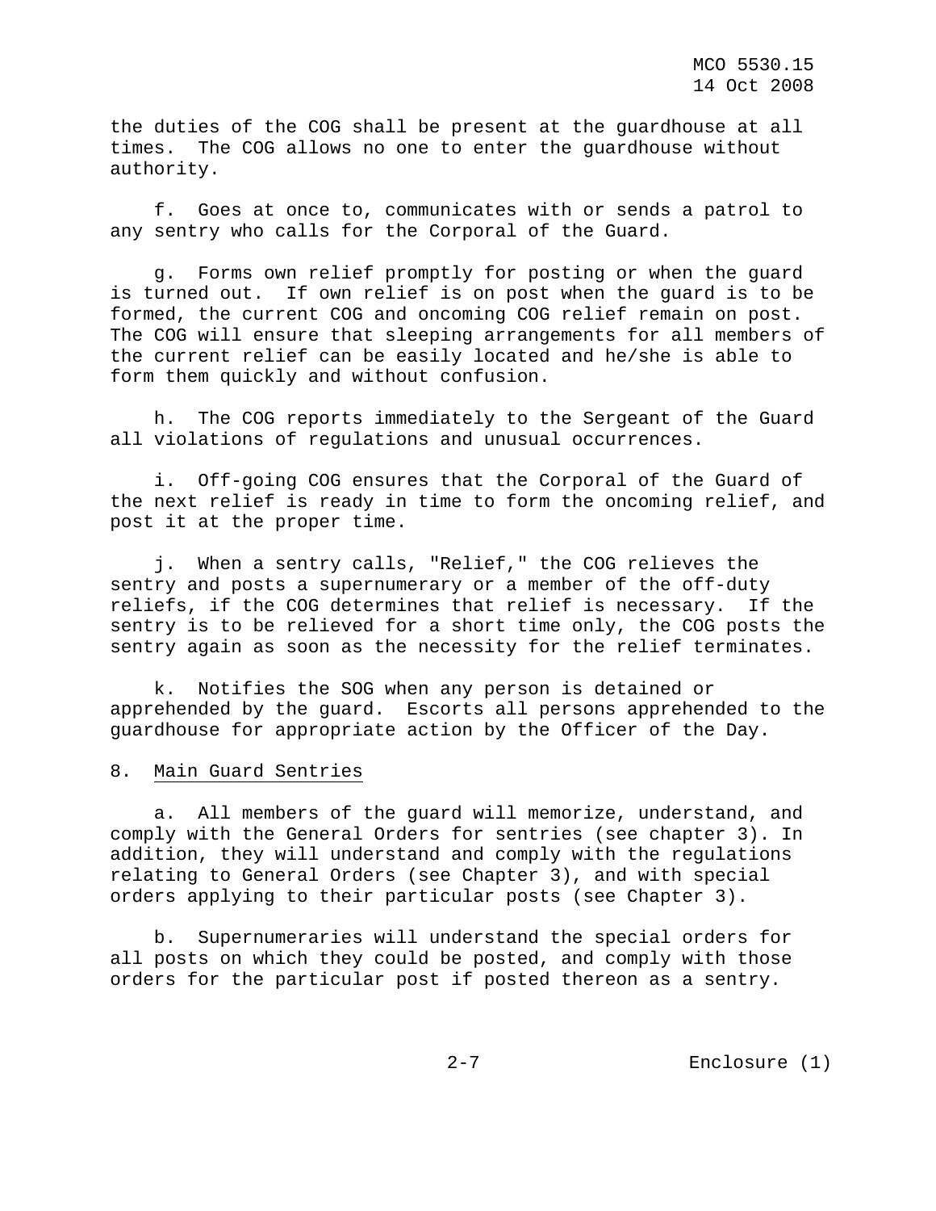the duties of the COG shall be present at the guardhouse at all times. The COG allows no one to enter the guardhouse without authority.

f. Goes at once to, communicates with or sends a patrol to any sentry who calls for the Corporal of the Guard.

g. Forms own relief promptly for posting or when the guard is turned out. If own relief is on post when the guard is to be formed, the current COG and oncoming COG relief remain on post. The COG will ensure that sleeping arrangements for all members of the current relief can be easily located and he/she is able to form them quickly and without confusion.

h. The COG reports immediately to the Sergeant of the Guard all violations of regulations and unusual occurrences.

i. Off-going COG ensures that the Corporal of the Guard of the next relief is ready in time to form the oncoming relief, and post it at the proper time.

j. When a sentry calls, "Relief," the COG relieves the sentry and posts a supernumerary or a member of the off-duty reliefs, if the COG determines that relief is necessary. If the sentry is to be relieved for a short time only, the COG posts the sentry again as soon as the necessity for the relief terminates.

k. Notifies the SOG when any person is detained or apprehended by the guard. Escorts all persons apprehended to the guardhouse for appropriate action by the Officer of the Day.

8. Main Guard Sentries

a. All members of the guard will memorize, understand, and comply with the General Orders for sentries (see chapter 3). In addition, they will understand and comply with the regulations relating to General Orders (see Chapter 3), and with special orders applying to their particular posts (see Chapter 3).

b. Supernumeraries will understand the special orders for all posts on which they could be posted, and comply with those orders for the particular post if posted thereon as a sentry.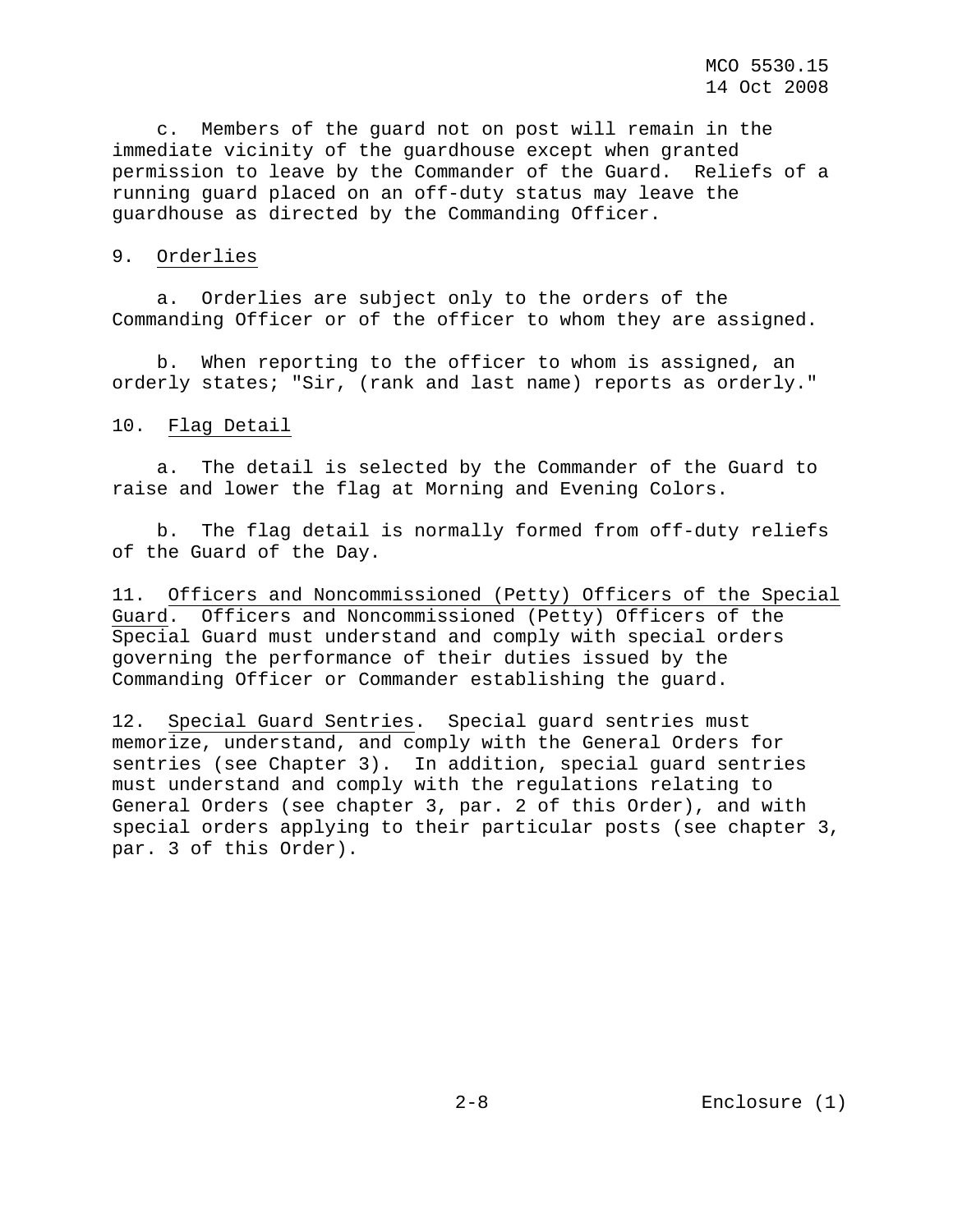c. Members of the guard not on post will remain in the immediate vicinity of the guardhouse except when granted permission to leave by the Commander of the Guard. Reliefs of a running guard placed on an off-duty status may leave the guardhouse as directed by the Commanding Officer.

9. Orderlies

a. Orderlies are subject only to the orders of the Commanding Officer or of the officer to whom they are assigned.

b. When reporting to the officer to whom is assigned, an orderly states; "Sir, (rank and last name) reports as orderly."

10. Flag Detail

a. The detail is selected by the Commander of the Guard to raise and lower the flag at Morning and Evening Colors.

b. The flag detail is normally formed from off-duty reliefs of the Guard of the Day.

11. Officers and Noncommissioned (Petty) Officers of the Special Guard. Officers and Noncommissioned (Petty) Officers of the Special Guard must understand and comply with special orders governing the performance of their duties issued by the Commanding Officer or Commander establishing the guard.

12. Special Guard Sentries. Special guard sentries must memorize, understand, and comply with the General Orders for sentries (see Chapter 3). In addition, special guard sentries must understand and comply with the regulations relating to General Orders (see chapter 3, par. 2 of this Order), and with special orders applying to their particular posts (see chapter 3, par. 3 of this Order).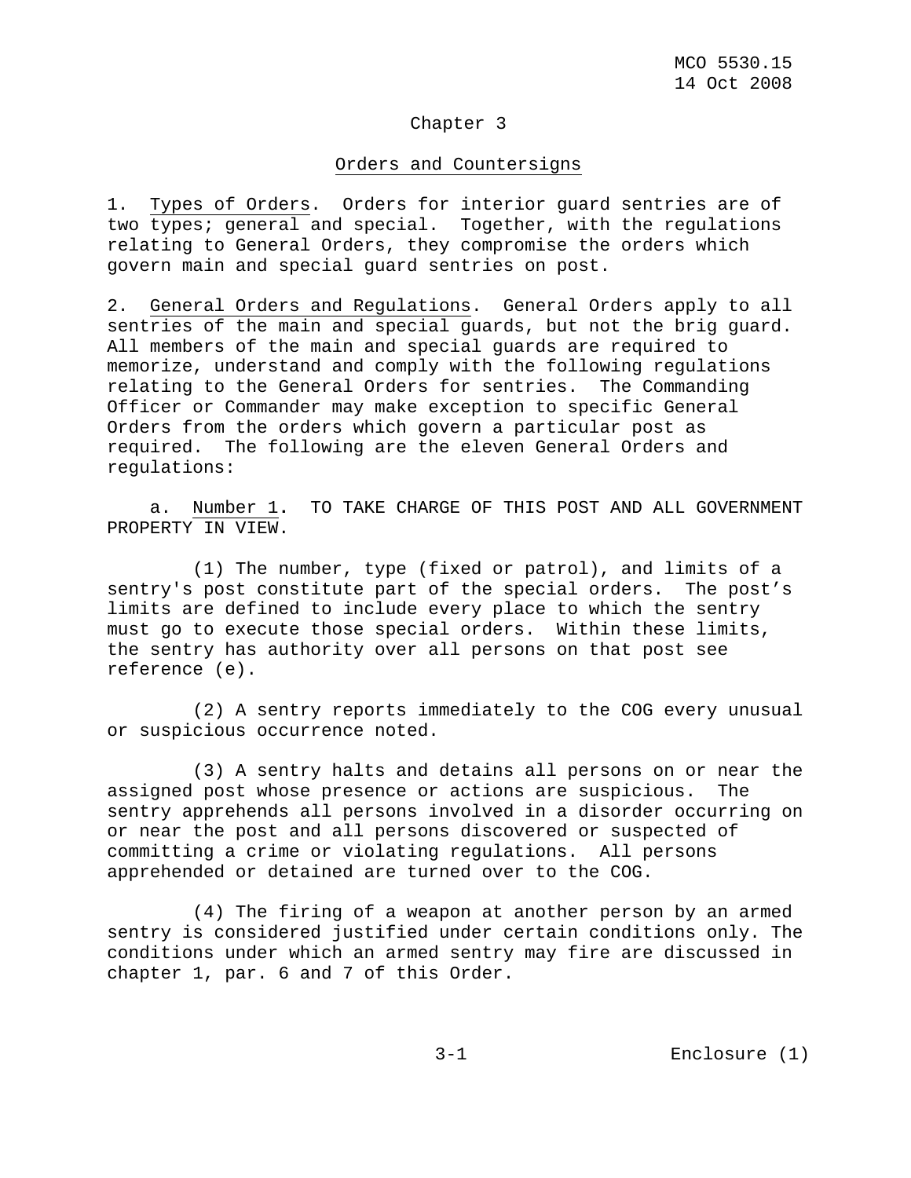# Chapter 3

## Orders and Countersigns

1. Types of Orders. Orders for interior guard sentries are of two types; general and special. Together, with the regulations relating to General Orders, they compromise the orders which govern main and special guard sentries on post.

2. General Orders and Regulations. General Orders apply to all sentries of the main and special guards, but not the brig guard. All members of the main and special guards are required to memorize, understand and comply with the following regulations relating to the General Orders for sentries. The Commanding Officer or Commander may make exception to specific General Orders from the orders which govern a particular post as required. The following are the eleven General Orders and regulations:

a. Number 1. TO TAKE CHARGE OF THIS POST AND ALL GOVERNMENT PROPERTY IN VIEW.

(1) The number, type (fixed or patrol), and limits of a sentry's post constitute part of the special orders. The post's limits are defined to include every place to which the sentry must go to execute those special orders. Within these limits, the sentry has authority over all persons on that post see reference (e).

(2) A sentry reports immediately to the COG every unusual or suspicious occurrence noted.

(3) A sentry halts and detains all persons on or near the assigned post whose presence or actions are suspicious. The sentry apprehends all persons involved in a disorder occurring on or near the post and all persons discovered or suspected of committing a crime or violating regulations. All persons apprehended or detained are turned over to the COG.

(4) The firing of a weapon at another person by an armed sentry is considered justified under certain conditions only. The conditions under which an armed sentry may fire are discussed in chapter 1, par. 6 and 7 of this Order.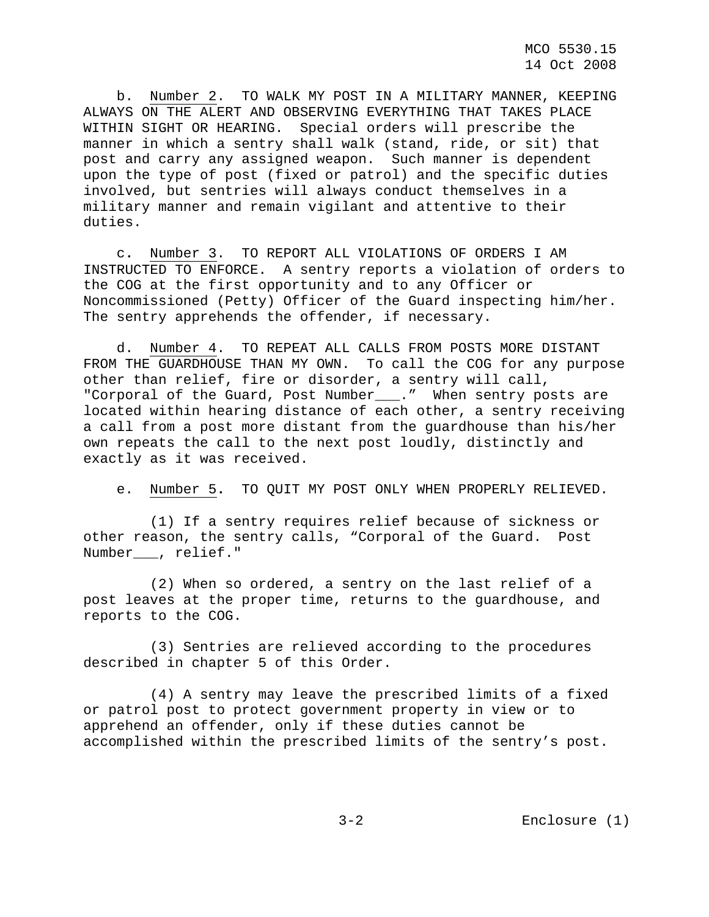b. Number 2. TO WALK MY POST IN A MILITARY MANNER, KEEPING ALWAYS ON THE ALERT AND OBSERVING EVERYTHING THAT TAKES PLACE WITHIN SIGHT OR HEARING. Special orders will prescribe the manner in which a sentry shall walk (stand, ride, or sit) that post and carry any assigned weapon. Such manner is dependent upon the type of post (fixed or patrol) and the specific duties involved, but sentries will always conduct themselves in a military manner and remain vigilant and attentive to their duties.

c. Number 3. TO REPORT ALL VIOLATIONS OF ORDERS I AM INSTRUCTED TO ENFORCE. A sentry reports a violation of orders to the COG at the first opportunity and to any Officer or Noncommissioned (Petty) Officer of the Guard inspecting him/her. The sentry apprehends the offender, if necessary.

d. Number 4. TO REPEAT ALL CALLS FROM POSTS MORE DISTANT FROM THE GUARDHOUSE THAN MY OWN. To call the COG for any purpose other than relief, fire or disorder, a sentry will call, "Corporal of the Guard, Post Number___." When sentry posts are located within hearing distance of each other, a sentry receiving a call from a post more distant from the guardhouse than his/her own repeats the call to the next post loudly, distinctly and exactly as it was received.

e. Number 5. TO QUIT MY POST ONLY WHEN PROPERLY RELIEVED.

(1) If a sentry requires relief because of sickness or other reason, the sentry calls, "Corporal of the Guard. Post Number___, relief."

(2) When so ordered, a sentry on the last relief of a post leaves at the proper time, returns to the guardhouse, and reports to the COG.

(3) Sentries are relieved according to the procedures described in chapter 5 of this Order.

(4) A sentry may leave the prescribed limits of a fixed or patrol post to protect government property in view or to apprehend an offender, only if these duties cannot be accomplished within the prescribed limits of the sentry's post.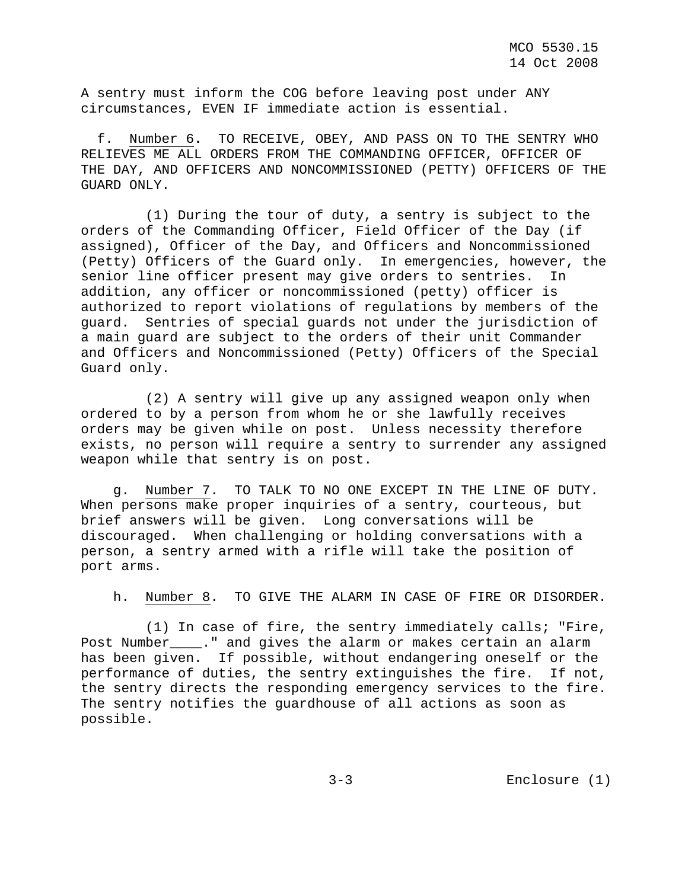A sentry must inform the COG before leaving post under ANY circumstances, EVEN IF immediate action is essential.

f. Number 6. TO RECEIVE, OBEY, AND PASS ON TO THE SENTRY WHO RELIEVES ME ALL ORDERS FROM THE COMMANDING OFFICER, OFFICER OF THE DAY, AND OFFICERS AND NONCOMMISSIONED (PETTY) OFFICERS OF THE GUARD ONLY.

(1) During the tour of duty, a sentry is subject to the orders of the Commanding Officer, Field Officer of the Day (if assigned), Officer of the Day, and Officers and Noncommissioned (Petty) Officers of the Guard only. In emergencies, however, the senior line officer present may give orders to sentries. In addition, any officer or noncommissioned (petty) officer is authorized to report violations of regulations by members of the guard. Sentries of special guards not under the jurisdiction of a main guard are subject to the orders of their unit Commander and Officers and Noncommissioned (Petty) Officers of the Special Guard only.

(2) A sentry will give up any assigned weapon only when ordered to by a person from whom he or she lawfully receives orders may be given while on post. Unless necessity therefore exists, no person will require a sentry to surrender any assigned weapon while that sentry is on post.

g. Number 7. TO TALK TO NO ONE EXCEPT IN THE LINE OF DUTY. When persons make proper inquiries of a sentry, courteous, but brief answers will be given. Long conversations will be discouraged. When challenging or holding conversations with a person, a sentry armed with a rifle will take the position of port arms.

h. Number 8. TO GIVE THE ALARM IN CASE OF FIRE OR DISORDER.

(1) In case of fire, the sentry immediately calls; "Fire, Post Number____." and gives the alarm or makes certain an alarm has been given. If possible, without endangering oneself or the performance of duties, the sentry extinguishes the fire. If not, the sentry directs the responding emergency services to the fire. The sentry notifies the guardhouse of all actions as soon as possible.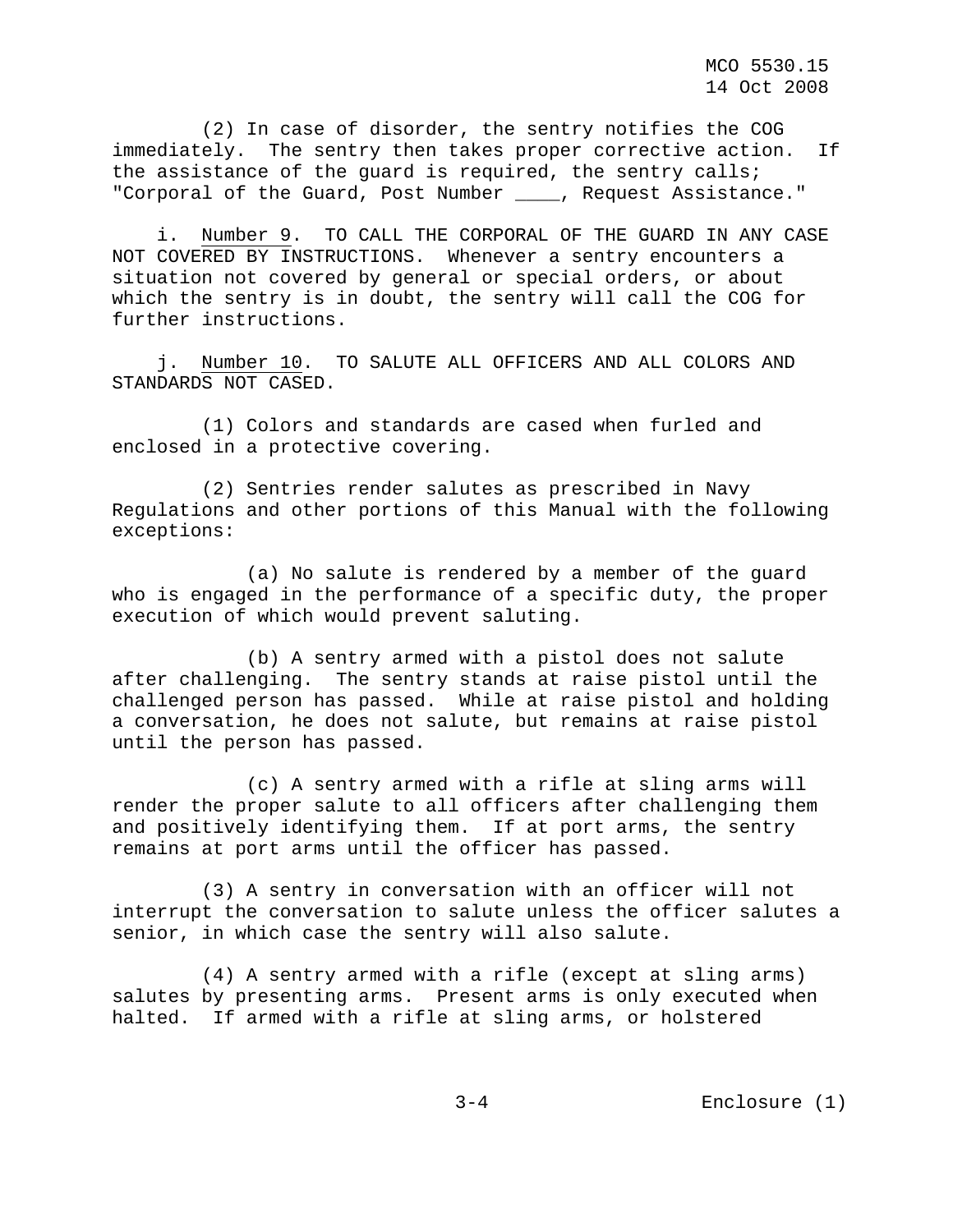(2) In case of disorder, the sentry notifies the COG immediately. The sentry then takes proper corrective action. If the assistance of the guard is required, the sentry calls; "Corporal of the Guard, Post Number ____, Request Assistance."

i. Number 9. TO CALL THE CORPORAL OF THE GUARD IN ANY CASE NOT COVERED BY INSTRUCTIONS. Whenever a sentry encounters a situation not covered by general or special orders, or about which the sentry is in doubt, the sentry will call the COG for further instructions.

j. Number 10. TO SALUTE ALL OFFICERS AND ALL COLORS AND STANDARDS NOT CASED.

(1) Colors and standards are cased when furled and enclosed in a protective covering.

(2) Sentries render salutes as prescribed in Navy Regulations and other portions of this Manual with the following exceptions:

(a) No salute is rendered by a member of the guard who is engaged in the performance of a specific duty, the proper execution of which would prevent saluting.

(b) A sentry armed with a pistol does not salute after challenging. The sentry stands at raise pistol until the challenged person has passed. While at raise pistol and holding a conversation, he does not salute, but remains at raise pistol until the person has passed.

(c) A sentry armed with a rifle at sling arms will render the proper salute to all officers after challenging them and positively identifying them. If at port arms, the sentry remains at port arms until the officer has passed.

(3) A sentry in conversation with an officer will not interrupt the conversation to salute unless the officer salutes a senior, in which case the sentry will also salute.

(4) A sentry armed with a rifle (except at sling arms) salutes by presenting arms. Present arms is only executed when halted. If armed with a rifle at sling arms, or holstered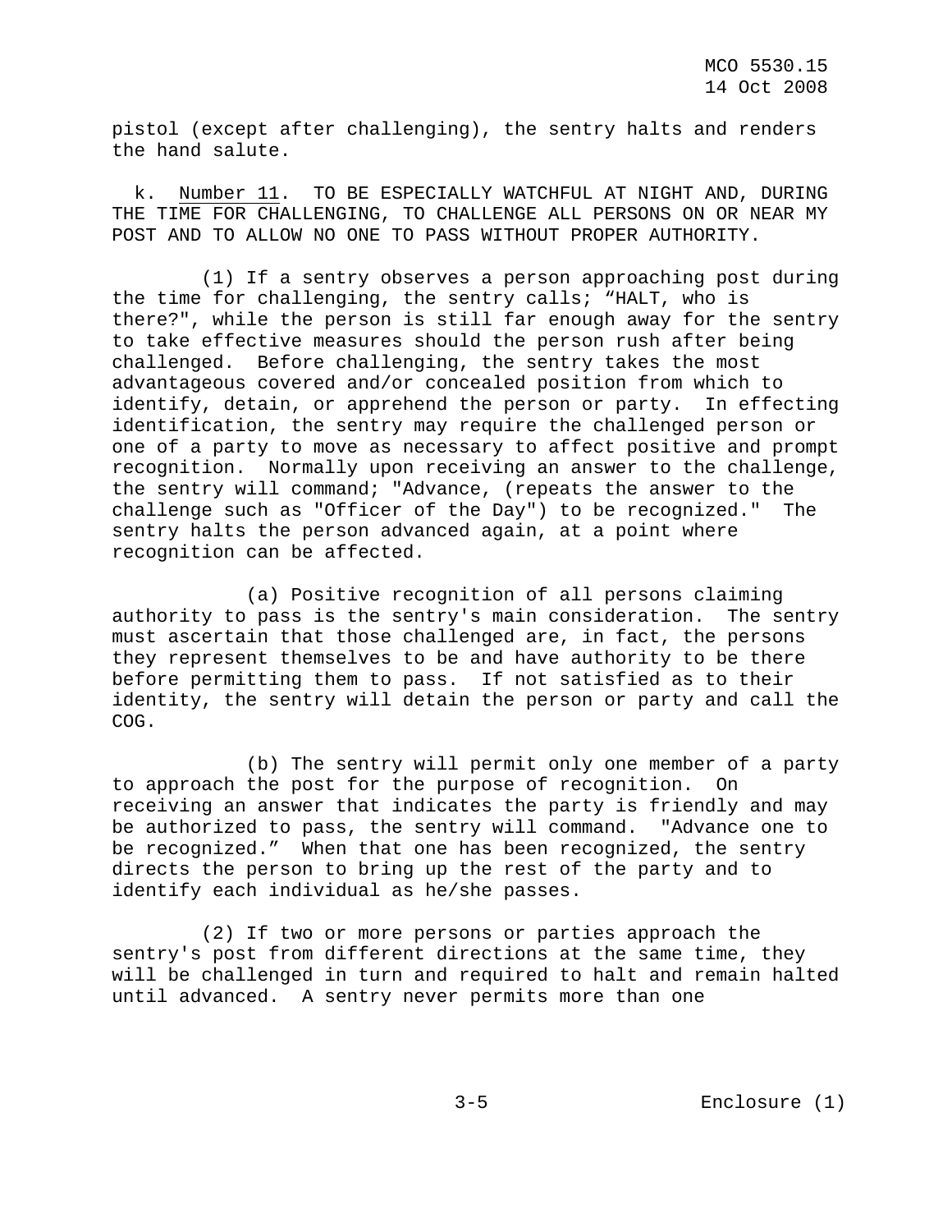pistol (except after challenging), the sentry halts and renders the hand salute.

k. Number 11. TO BE ESPECIALLY WATCHFUL AT NIGHT AND, DURING THE TIME FOR CHALLENGING, TO CHALLENGE ALL PERSONS ON OR NEAR MY POST AND TO ALLOW NO ONE TO PASS WITHOUT PROPER AUTHORITY.

(1) If a sentry observes a person approaching post during the time for challenging, the sentry calls; "HALT, who is there?", while the person is still far enough away for the sentry to take effective measures should the person rush after being challenged. Before challenging, the sentry takes the most advantageous covered and/or concealed position from which to identify, detain, or apprehend the person or party. In effecting identification, the sentry may require the challenged person or one of a party to move as necessary to affect positive and prompt recognition. Normally upon receiving an answer to the challenge, the sentry will command; "Advance, (repeats the answer to the challenge such as "Officer of the Day") to be recognized." The sentry halts the person advanced again, at a point where recognition can be affected.

(a) Positive recognition of all persons claiming authority to pass is the sentry's main consideration. The sentry must ascertain that those challenged are, in fact, the persons they represent themselves to be and have authority to be there before permitting them to pass. If not satisfied as to their identity, the sentry will detain the person or party and call the COG.

(b) The sentry will permit only one member of a party to approach the post for the purpose of recognition. On receiving an answer that indicates the party is friendly and may be authorized to pass, the sentry will command. "Advance one to be recognized." When that one has been recognized, the sentry directs the person to bring up the rest of the party and to identify each individual as he/she passes.

(2) If two or more persons or parties approach the sentry's post from different directions at the same time, they will be challenged in turn and required to halt and remain halted until advanced. A sentry never permits more than one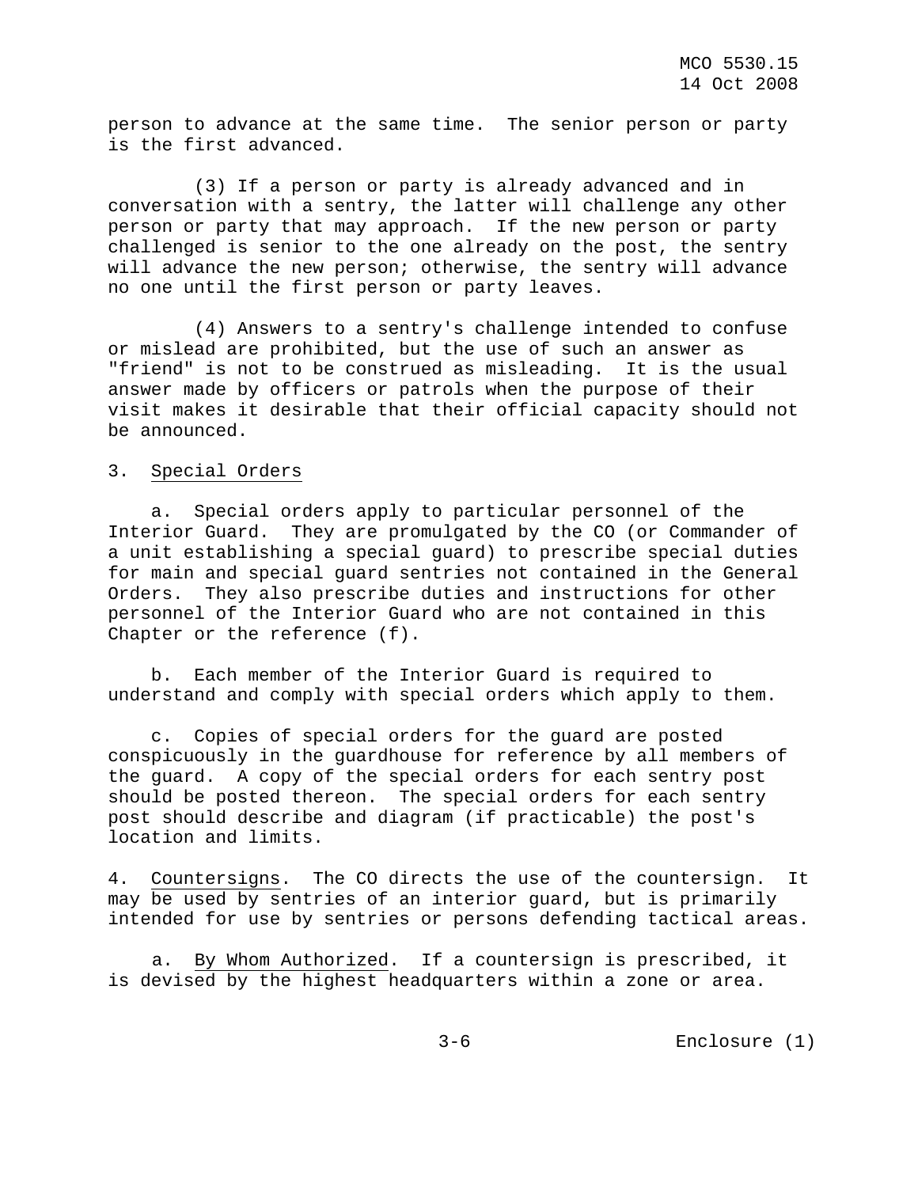person to advance at the same time. The senior person or party is the first advanced.

(3) If a person or party is already advanced and in conversation with a sentry, the latter will challenge any other person or party that may approach. If the new person or party challenged is senior to the one already on the post, the sentry will advance the new person; otherwise, the sentry will advance no one until the first person or party leaves.

(4) Answers to a sentry's challenge intended to confuse or mislead are prohibited, but the use of such an answer as "friend" is not to be construed as misleading. It is the usual answer made by officers or patrols when the purpose of their visit makes it desirable that their official capacity should not be announced.

3. Special Orders

a. Special orders apply to particular personnel of the Interior Guard. They are promulgated by the CO (or Commander of a unit establishing a special guard) to prescribe special duties for main and special guard sentries not contained in the General Orders. They also prescribe duties and instructions for other personnel of the Interior Guard who are not contained in this Chapter or the reference (f).

b. Each member of the Interior Guard is required to understand and comply with special orders which apply to them.

c. Copies of special orders for the guard are posted conspicuously in the guardhouse for reference by all members of the guard. A copy of the special orders for each sentry post should be posted thereon. The special orders for each sentry post should describe and diagram (if practicable) the post's location and limits.

4. Countersigns. The CO directs the use of the countersign. It may be used by sentries of an interior guard, but is primarily intended for use by sentries or persons defending tactical areas.

a. By Whom Authorized. If a countersign is prescribed, it is devised by the highest headquarters within a zone or area.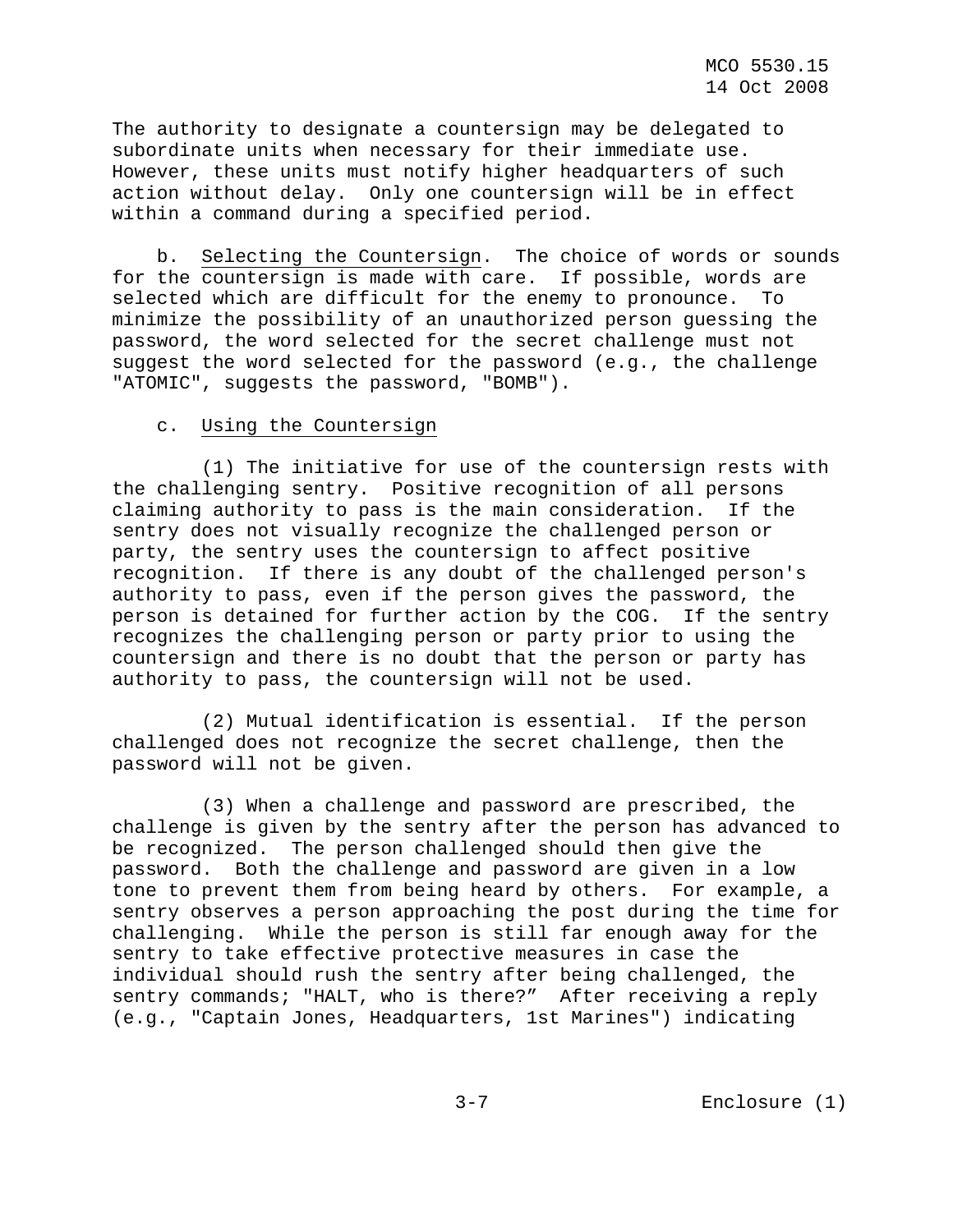The authority to designate a countersign may be delegated to subordinate units when necessary for their immediate use. However, these units must notify higher headquarters of such action without delay. Only one countersign will be in effect within a command during a specified period.

b. Selecting the Countersign. The choice of words or sounds for the countersign is made with care. If possible, words are selected which are difficult for the enemy to pronounce. To minimize the possibility of an unauthorized person guessing the password, the word selected for the secret challenge must not suggest the word selected for the password (e.g., the challenge "ATOMIC", suggests the password, "BOMB").

c. Using the Countersign

(1) The initiative for use of the countersign rests with the challenging sentry. Positive recognition of all persons claiming authority to pass is the main consideration. If the sentry does not visually recognize the challenged person or party, the sentry uses the countersign to affect positive recognition. If there is any doubt of the challenged person's authority to pass, even if the person gives the password, the person is detained for further action by the COG. If the sentry recognizes the challenging person or party prior to using the countersign and there is no doubt that the person or party has authority to pass, the countersign will not be used.

(2) Mutual identification is essential. If the person challenged does not recognize the secret challenge, then the password will not be given.

(3) When a challenge and password are prescribed, the challenge is given by the sentry after the person has advanced to be recognized. The person challenged should then give the password. Both the challenge and password are given in a low tone to prevent them from being heard by others. For example, a sentry observes a person approaching the post during the time for challenging. While the person is still far enough away for the sentry to take effective protective measures in case the individual should rush the sentry after being challenged, the sentry commands; "HALT, who is there?" After receiving a reply (e.g., "Captain Jones, Headquarters, 1st Marines") indicating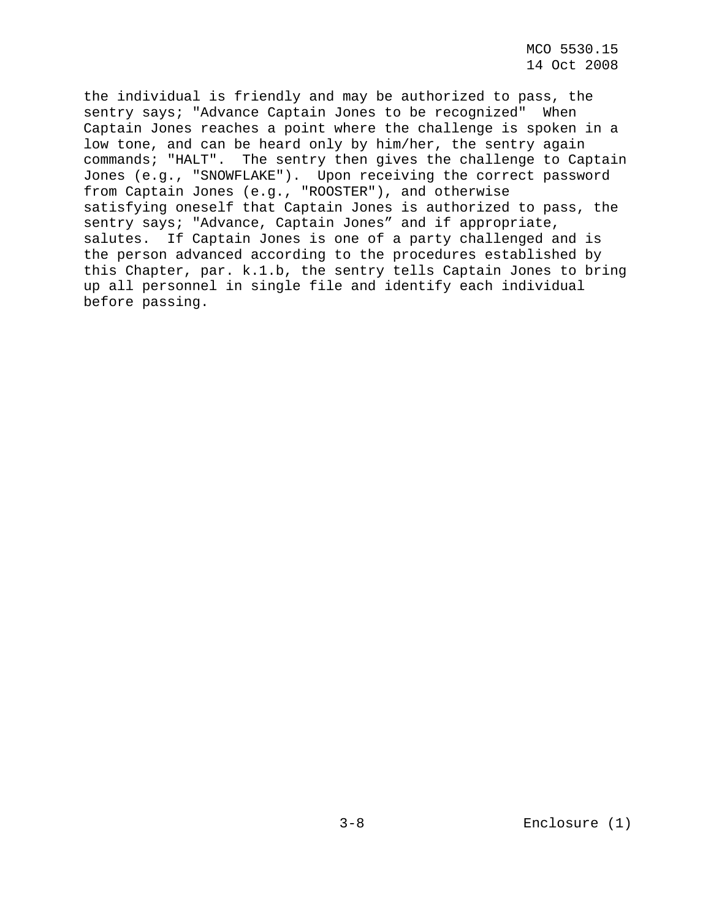the individual is friendly and may be authorized to pass, the sentry says; "Advance Captain Jones to be recognized" When Captain Jones reaches a point where the challenge is spoken in a low tone, and can be heard only by him/her, the sentry again commands; "HALT". The sentry then gives the challenge to Captain Jones (e.g., "SNOWFLAKE"). Upon receiving the correct password from Captain Jones (e.g., "ROOSTER"), and otherwise satisfying oneself that Captain Jones is authorized to pass, the sentry says; "Advance, Captain Jones" and if appropriate, salutes. If Captain Jones is one of a party challenged and is the person advanced according to the procedures established by this Chapter, par. k.1.b, the sentry tells Captain Jones to bring up all personnel in single file and identify each individual before passing.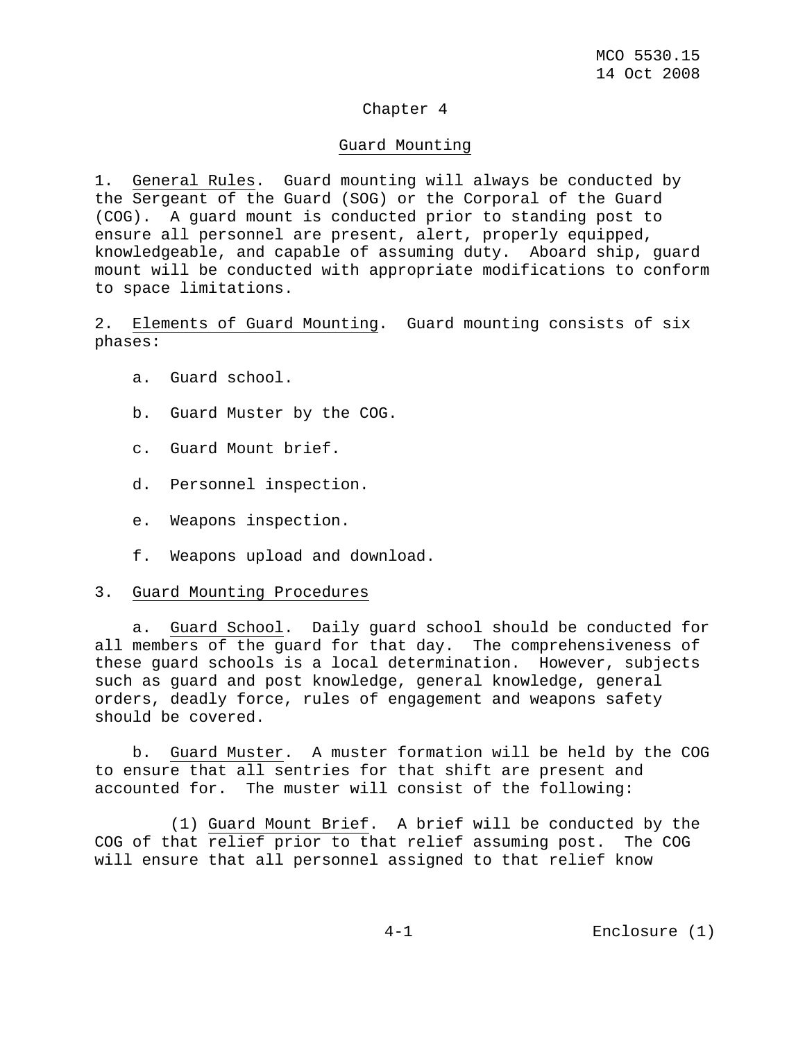## Chapter 4

### Guard Mounting

1. General Rules. Guard mounting will always be conducted by the Sergeant of the Guard (SOG) or the Corporal of the Guard (COG). A guard mount is conducted prior to standing post to ensure all personnel are present, alert, properly equipped, knowledgeable, and capable of assuming duty. Aboard ship, guard mount will be conducted with appropriate modifications to conform to space limitations.

2. Elements of Guard Mounting. Guard mounting consists of six phases:

   a. Guard school.

   b. Guard Muster by the COG.

   c. Guard Mount brief.

   d. Personnel inspection.

   e. Weapons inspection.

   f. Weapons upload and download.

3. Guard Mounting Procedures

   a. Guard School. Daily guard school should be conducted for all members of the guard for that day. The comprehensiveness of these guard schools is a local determination. However, subjects such as guard and post knowledge, general knowledge, general orders, deadly force, rules of engagement and weapons safety should be covered.

   b. Guard Muster. A muster formation will be held by the COG to ensure that all sentries for that shift are present and accounted for. The muster will consist of the following:

      (1) Guard Mount Brief. A brief will be conducted by the COG of that relief prior to that relief assuming post. The COG will ensure that all personnel assigned to that relief know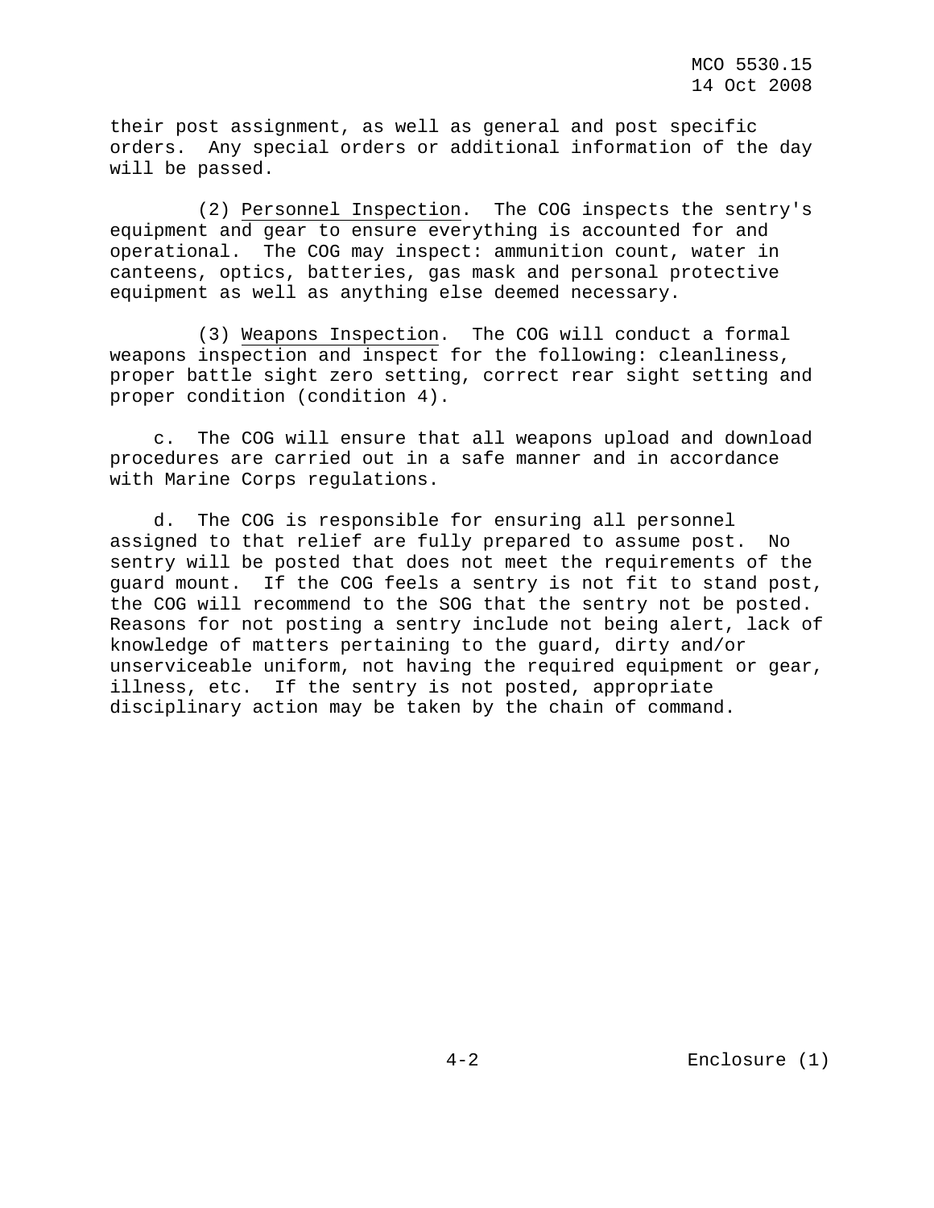their post assignment, as well as general and post specific orders. Any special orders or additional information of the day will be passed.

(2) Personnel Inspection. The COG inspects the sentry's equipment and gear to ensure everything is accounted for and operational. The COG may inspect: ammunition count, water in canteens, optics, batteries, gas mask and personal protective equipment as well as anything else deemed necessary.

(3) Weapons Inspection. The COG will conduct a formal weapons inspection and inspect for the following: cleanliness, proper battle sight zero setting, correct rear sight setting and proper condition (condition 4).

c. The COG will ensure that all weapons upload and download procedures are carried out in a safe manner and in accordance with Marine Corps regulations.

d. The COG is responsible for ensuring all personnel assigned to that relief are fully prepared to assume post. No sentry will be posted that does not meet the requirements of the guard mount. If the COG feels a sentry is not fit to stand post, the COG will recommend to the SOG that the sentry not be posted. Reasons for not posting a sentry include not being alert, lack of knowledge of matters pertaining to the guard, dirty and/or unserviceable uniform, not having the required equipment or gear, illness, etc. If the sentry is not posted, appropriate disciplinary action may be taken by the chain of command.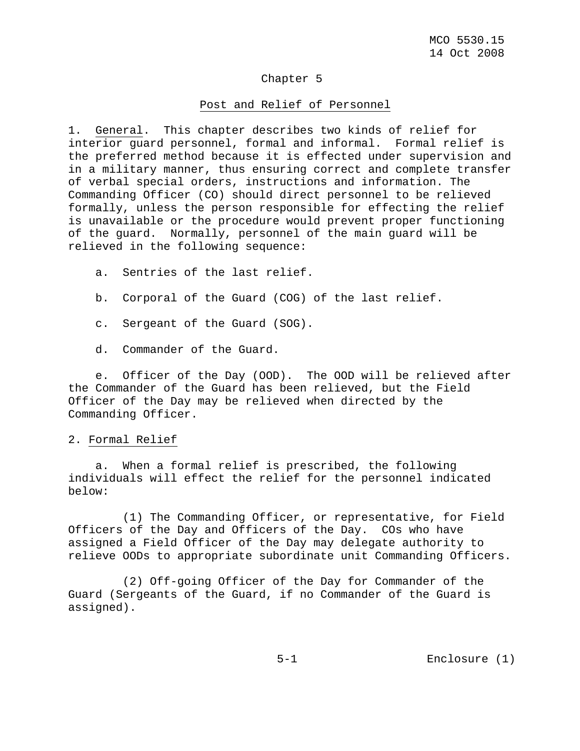## Chapter 5

### Post and Relief of Personnel

1. General. This chapter describes two kinds of relief for interior guard personnel, formal and informal. Formal relief is the preferred method because it is effected under supervision and in a military manner, thus ensuring correct and complete transfer of verbal special orders, instructions and information. The Commanding Officer (CO) should direct personnel to be relieved formally, unless the person responsible for effecting the relief is unavailable or the procedure would prevent proper functioning of the guard. Normally, personnel of the main guard will be relieved in the following sequence:

a. Sentries of the last relief.

b. Corporal of the Guard (COG) of the last relief.

c. Sergeant of the Guard (SOG).

d. Commander of the Guard.

e. Officer of the Day (OOD). The OOD will be relieved after the Commander of the Guard has been relieved, but the Field Officer of the Day may be relieved when directed by the Commanding Officer.

2. Formal Relief

a. When a formal relief is prescribed, the following individuals will effect the relief for the personnel indicated below:

(1) The Commanding Officer, or representative, for Field Officers of the Day and Officers of the Day. COs who have assigned a Field Officer of the Day may delegate authority to relieve OODs to appropriate subordinate unit Commanding Officers.

(2) Off-going Officer of the Day for Commander of the Guard (Sergeants of the Guard, if no Commander of the Guard is assigned).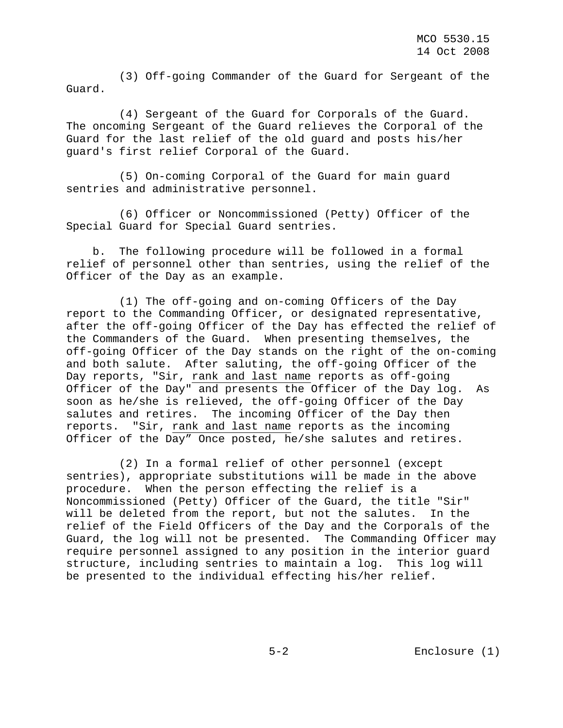(3) Off-going Commander of the Guard for Sergeant of the Guard.

(4) Sergeant of the Guard for Corporals of the Guard. The oncoming Sergeant of the Guard relieves the Corporal of the Guard for the last relief of the old guard and posts his/her guard's first relief Corporal of the Guard.

(5) On-coming Corporal of the Guard for main guard sentries and administrative personnel.

(6) Officer or Noncommissioned (Petty) Officer of the Special Guard for Special Guard sentries.

b. The following procedure will be followed in a formal relief of personnel other than sentries, using the relief of the Officer of the Day as an example.

(1) The off-going and on-coming Officers of the Day report to the Commanding Officer, or designated representative, after the off-going Officer of the Day has effected the relief of the Commanders of the Guard. When presenting themselves, the off-going Officer of the Day stands on the right of the on-coming and both salute. After saluting, the off-going Officer of the Day reports, "Sir, <u>rank and last name</u> reports as off-going Officer of the Day" and presents the Officer of the Day log. As soon as he/she is relieved, the off-going Officer of the Day salutes and retires. The incoming Officer of the Day then reports. "Sir, <u>rank and last name</u> reports as the incoming Officer of the Day" Once posted, he/she salutes and retires.

(2) In a formal relief of other personnel (except sentries), appropriate substitutions will be made in the above procedure. When the person effecting the relief is a Noncommissioned (Petty) Officer of the Guard, the title "Sir" will be deleted from the report, but not the salutes. In the relief of the Field Officers of the Day and the Corporals of the Guard, the log will not be presented. The Commanding Officer may require personnel assigned to any position in the interior guard structure, including sentries to maintain a log. This log will be presented to the individual effecting his/her relief.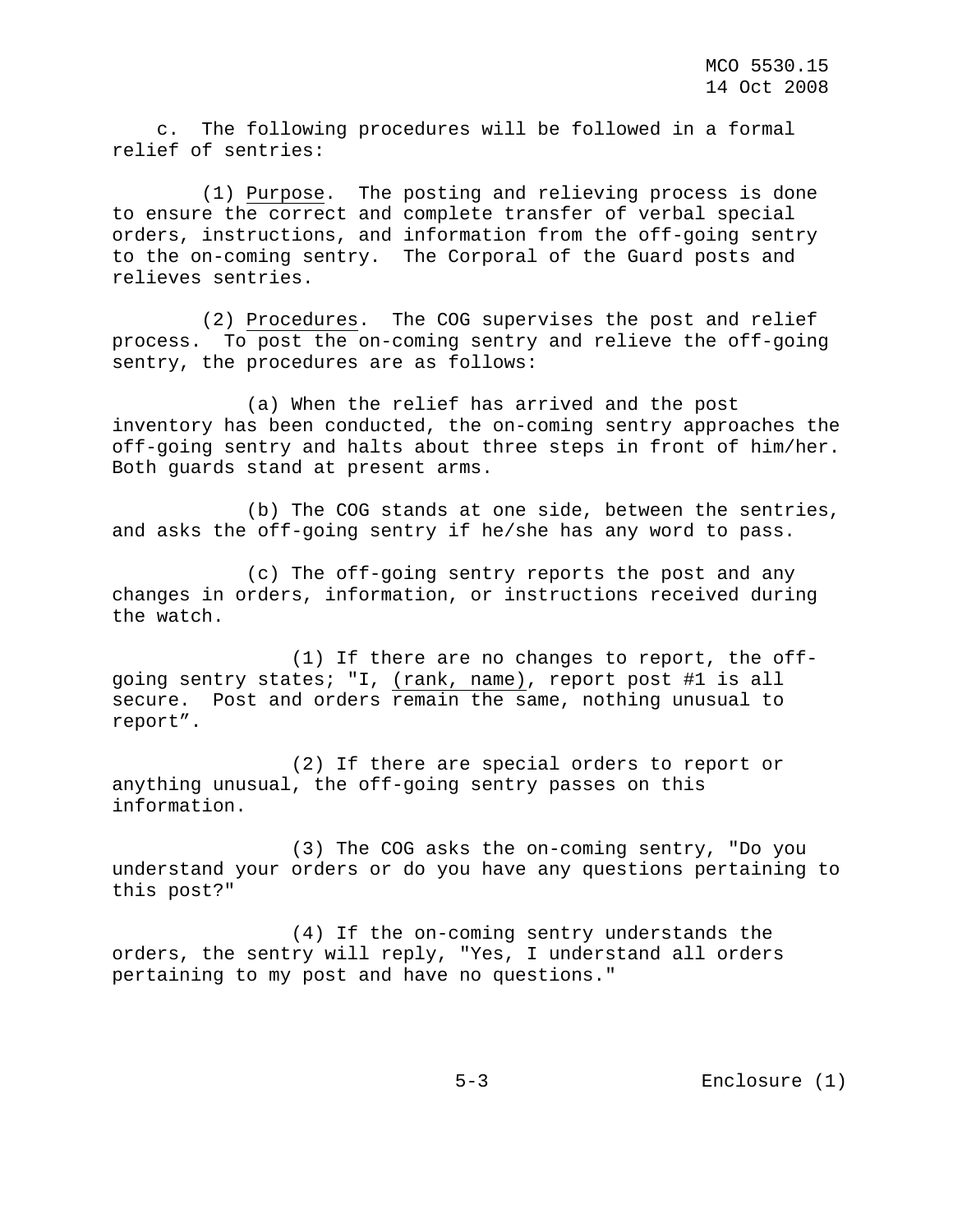c. The following procedures will be followed in a formal relief of sentries:

(1) Purpose. The posting and relieving process is done to ensure the correct and complete transfer of verbal special orders, instructions, and information from the off-going sentry to the on-coming sentry. The Corporal of the Guard posts and relieves sentries.

(2) Procedures. The COG supervises the post and relief process. To post the on-coming sentry and relieve the off-going sentry, the procedures are as follows:

(a) When the relief has arrived and the post inventory has been conducted, the on-coming sentry approaches the off-going sentry and halts about three steps in front of him/her. Both guards stand at present arms.

(b) The COG stands at one side, between the sentries, and asks the off-going sentry if he/she has any word to pass.

(c) The off-going sentry reports the post and any changes in orders, information, or instructions received during the watch.

(1) If there are no changes to report, the off-going sentry states; "I, (rank, name), report post #1 is all secure. Post and orders remain the same, nothing unusual to report".

(2) If there are special orders to report or anything unusual, the off-going sentry passes on this information.

(3) The COG asks the on-coming sentry, "Do you understand your orders or do you have any questions pertaining to this post?"

(4) If the on-coming sentry understands the orders, the sentry will reply, "Yes, I understand all orders pertaining to my post and have no questions."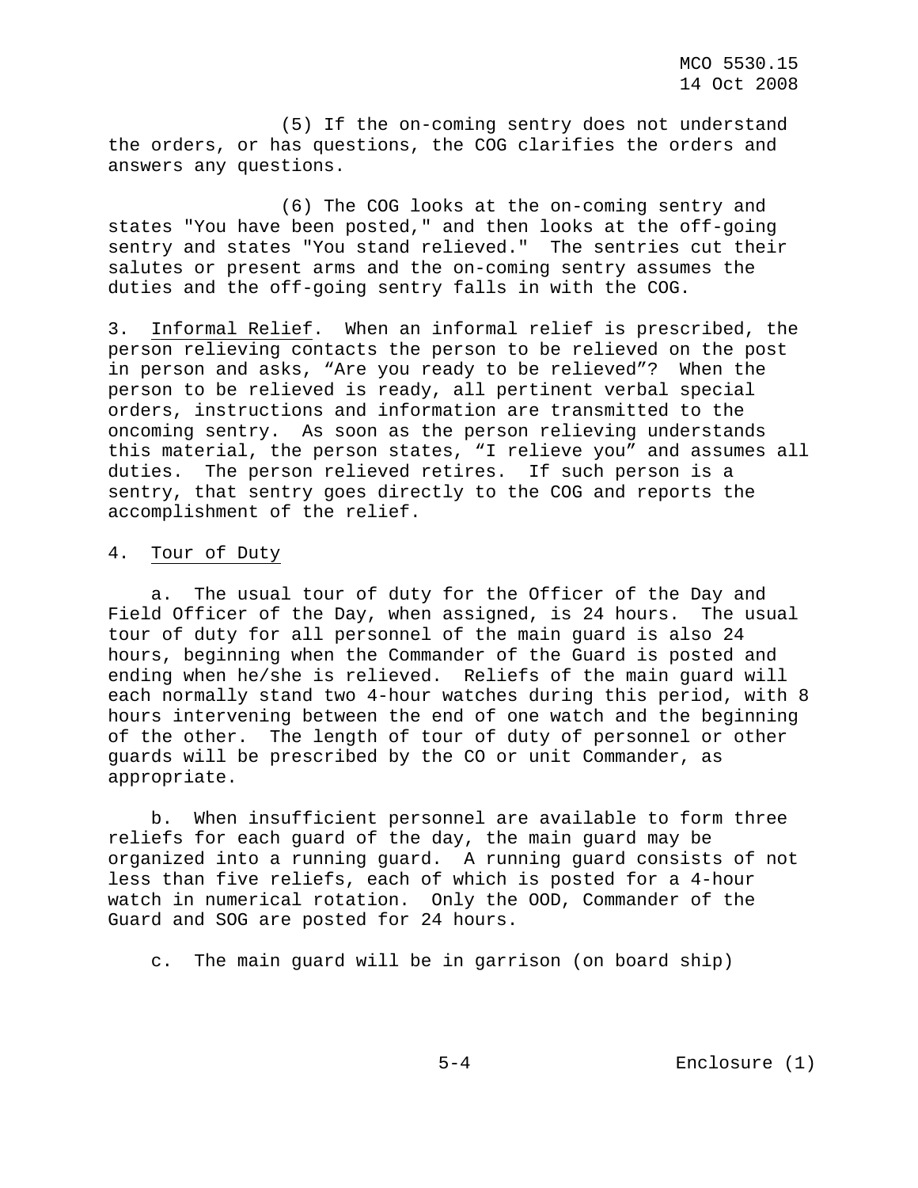(5) If the on-coming sentry does not understand the orders, or has questions, the COG clarifies the orders and answers any questions.

(6) The COG looks at the on-coming sentry and states "You have been posted," and then looks at the off-going sentry and states "You stand relieved." The sentries cut their salutes or present arms and the on-coming sentry assumes the duties and the off-going sentry falls in with the COG.

3. Informal Relief. When an informal relief is prescribed, the person relieving contacts the person to be relieved on the post in person and asks, "Are you ready to be relieved"? When the person to be relieved is ready, all pertinent verbal special orders, instructions and information are transmitted to the oncoming sentry. As soon as the person relieving understands this material, the person states, "I relieve you" and assumes all duties. The person relieved retires. If such person is a sentry, that sentry goes directly to the COG and reports the accomplishment of the relief.

4. Tour of Duty

a. The usual tour of duty for the Officer of the Day and Field Officer of the Day, when assigned, is 24 hours. The usual tour of duty for all personnel of the main guard is also 24 hours, beginning when the Commander of the Guard is posted and ending when he/she is relieved. Reliefs of the main guard will each normally stand two 4-hour watches during this period, with 8 hours intervening between the end of one watch and the beginning of the other. The length of tour of duty of personnel or other guards will be prescribed by the CO or unit Commander, as appropriate.

b. When insufficient personnel are available to form three reliefs for each guard of the day, the main guard may be organized into a running guard. A running guard consists of not less than five reliefs, each of which is posted for a 4-hour watch in numerical rotation. Only the OOD, Commander of the Guard and SOG are posted for 24 hours.

c. The main guard will be in garrison (on board ship)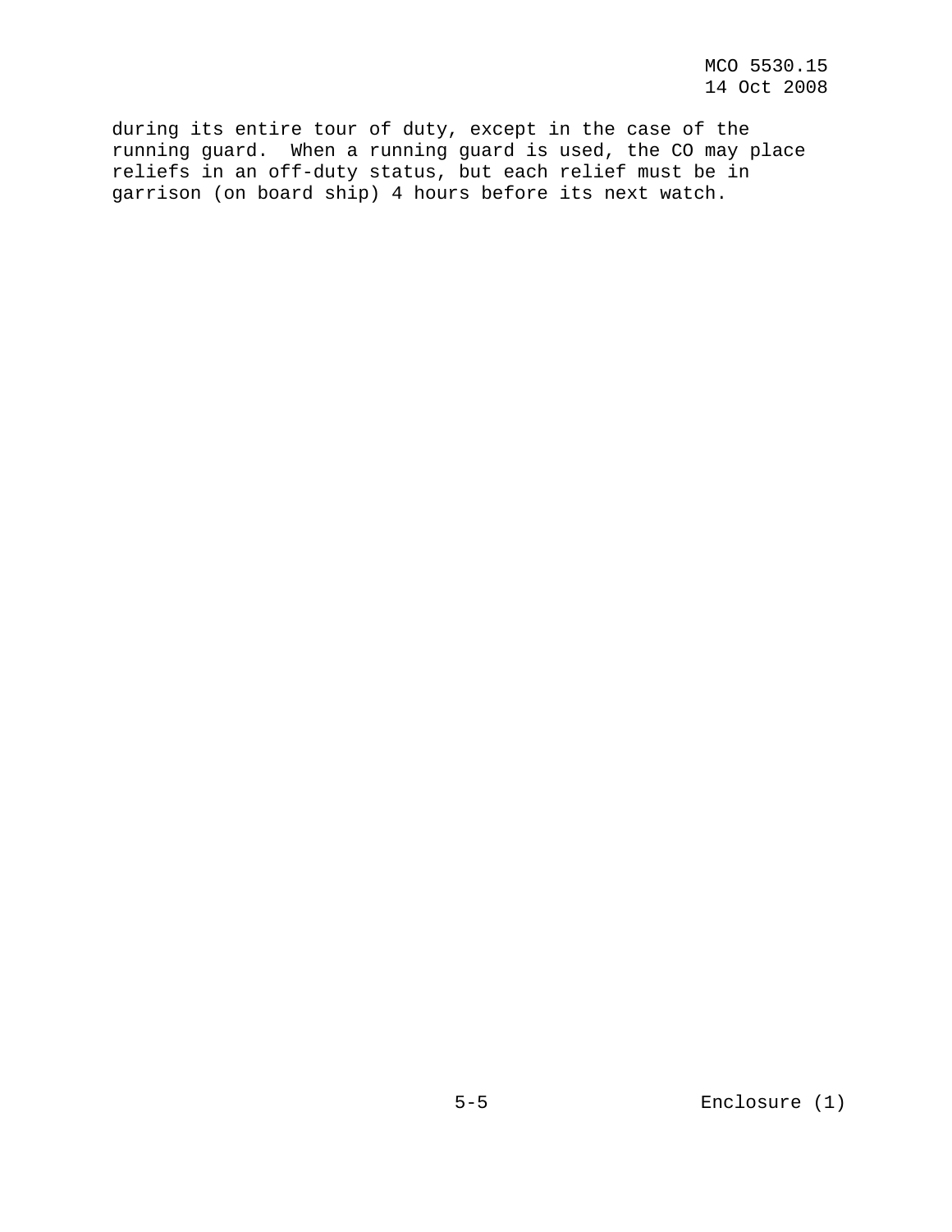during its entire tour of duty, except in the case of the running guard. When a running guard is used, the CO may place reliefs in an off-duty status, but each relief must be in garrison (on board ship) 4 hours before its next watch.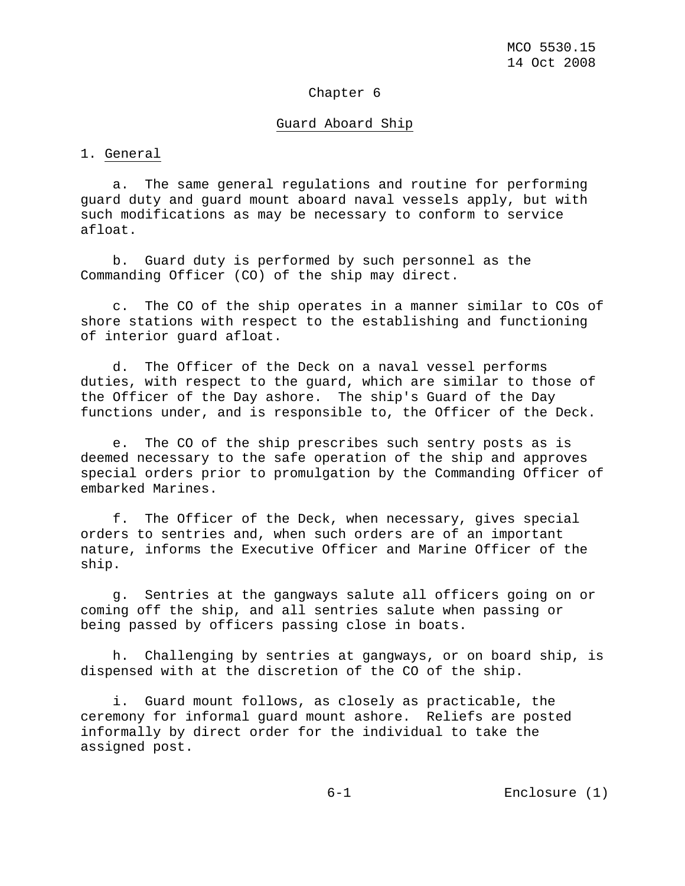# Chapter 6

## Guard Aboard Ship

1. General

a. The same general regulations and routine for performing guard duty and guard mount aboard naval vessels apply, but with such modifications as may be necessary to conform to service afloat.

b. Guard duty is performed by such personnel as the Commanding Officer (CO) of the ship may direct.

c. The CO of the ship operates in a manner similar to COs of shore stations with respect to the establishing and functioning of interior guard afloat.

d. The Officer of the Deck on a naval vessel performs duties, with respect to the guard, which are similar to those of the Officer of the Day ashore. The ship's Guard of the Day functions under, and is responsible to, the Officer of the Deck.

e. The CO of the ship prescribes such sentry posts as is deemed necessary to the safe operation of the ship and approves special orders prior to promulgation by the Commanding Officer of embarked Marines.

f. The Officer of the Deck, when necessary, gives special orders to sentries and, when such orders are of an important nature, informs the Executive Officer and Marine Officer of the ship.

g. Sentries at the gangways salute all officers going on or coming off the ship, and all sentries salute when passing or being passed by officers passing close in boats.

h. Challenging by sentries at gangways, or on board ship, is dispensed with at the discretion of the CO of the ship.

i. Guard mount follows, as closely as practicable, the ceremony for informal guard mount ashore. Reliefs are posted informally by direct order for the individual to take the assigned post.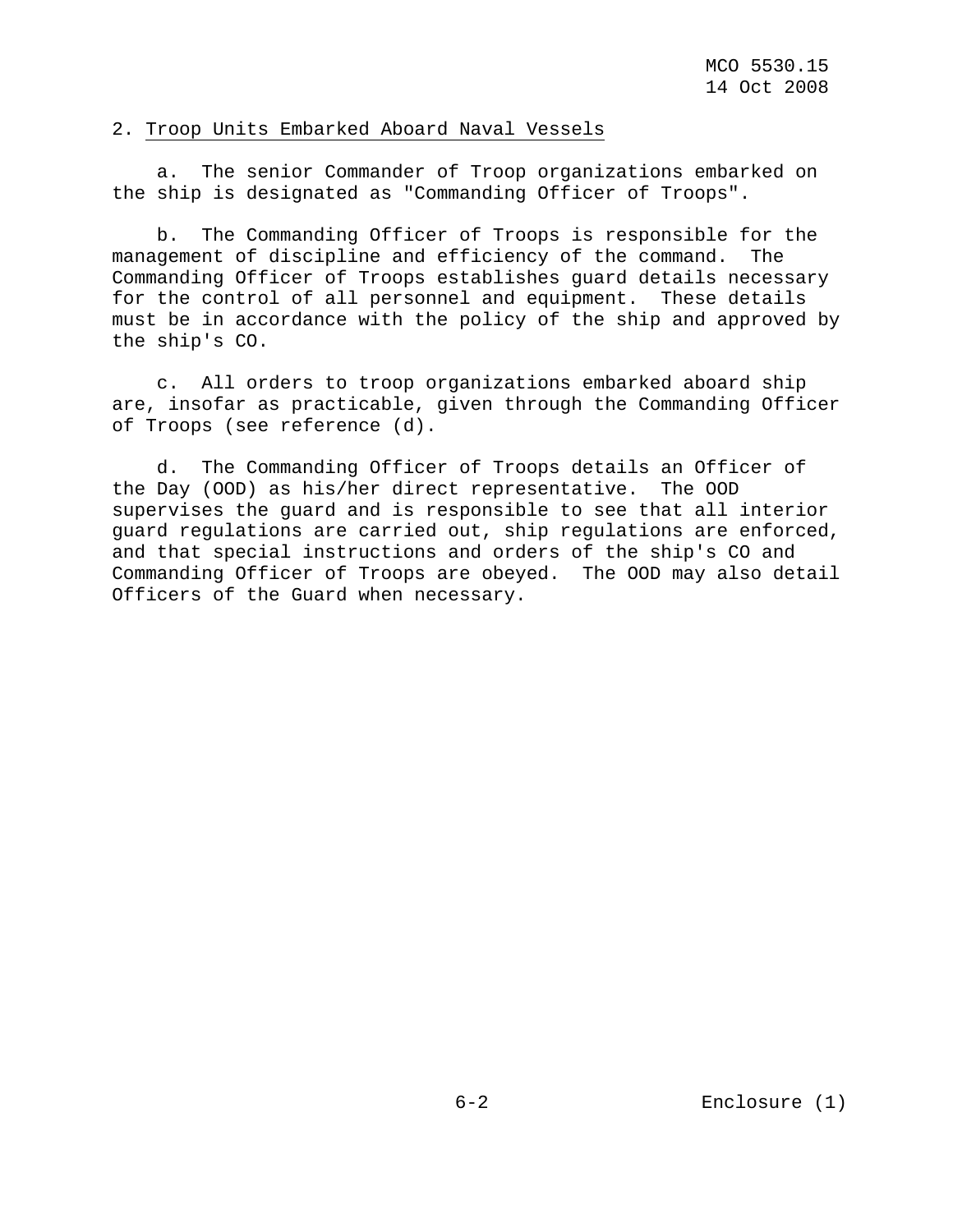2. Troop Units Embarked Aboard Naval Vessels

a. The senior Commander of Troop organizations embarked on the ship is designated as "Commanding Officer of Troops".

b. The Commanding Officer of Troops is responsible for the management of discipline and efficiency of the command. The Commanding Officer of Troops establishes guard details necessary for the control of all personnel and equipment. These details must be in accordance with the policy of the ship and approved by the ship's CO.

c. All orders to troop organizations embarked aboard ship are, insofar as practicable, given through the Commanding Officer of Troops (see reference (d).

d. The Commanding Officer of Troops details an Officer of the Day (OOD) as his/her direct representative. The OOD supervises the guard and is responsible to see that all interior guard regulations are carried out, ship regulations are enforced, and that special instructions and orders of the ship's CO and Commanding Officer of Troops are obeyed. The OOD may also detail Officers of the Guard when necessary.